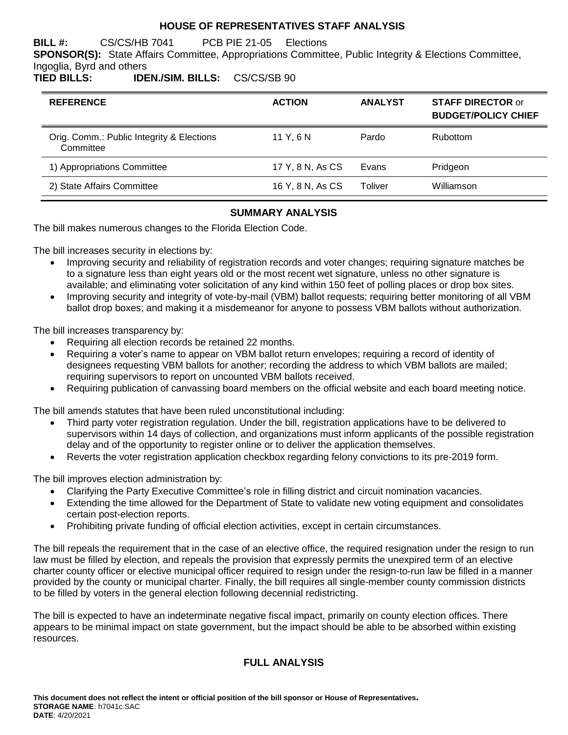# HOUSE OF REPRESENTATIVES STAFF ANALYSIS

**BILL #:** CS/CS/HB 7041 PCB PIE 21-05 Elections

**SPONSOR(S):** State Affairs Committee, Appropriations Committee, Public Integrity & Elections Committee, Ingoglia, Byrd and others

**TIED BILLS:** **IDEN./SIM. BILLS:** CS/CS/SB 90

| REFERENCE | ACTION | ANALYST | STAFF DIRECTOR or BUDGET/POLICY CHIEF |
|---|---|---|---|
| Orig. Comm.: Public Integrity & Elections Committee | 11 Y, 6 N | Pardo | Rubottom |
| 1) Appropriations Committee | 17 Y, 8 N, As CS | Evans | Pridgeon |
| 2) State Affairs Committee | 16 Y, 8 N, As CS | Toliver | Williamson |

## SUMMARY ANALYSIS

The bill makes numerous changes to the Florida Election Code.

The bill increases security in elections by:

- Improving security and reliability of registration records and voter changes; requiring signature matches be to a signature less than eight years old or the most recent wet signature, unless no other signature is available; and eliminating voter solicitation of any kind within 150 feet of polling places or drop box sites.
- Improving security and integrity of vote-by-mail (VBM) ballot requests; requiring better monitoring of all VBM ballot drop boxes; and making it a misdemeanor for anyone to possess VBM ballots without authorization.

The bill increases transparency by:

- Requiring all election records be retained 22 months.
- Requiring a voter's name to appear on VBM ballot return envelopes; requiring a record of identity of designees requesting VBM ballots for another; recording the address to which VBM ballots are mailed; requiring supervisors to report on uncounted VBM ballots received.
- Requiring publication of canvassing board members on the official website and each board meeting notice.

The bill amends statutes that have been ruled unconstitutional including:

- Third party voter registration regulation. Under the bill, registration applications have to be delivered to supervisors within 14 days of collection, and organizations must inform applicants of the possible registration delay and of the opportunity to register online or to deliver the application themselves.
- Reverts the voter registration application checkbox regarding felony convictions to its pre-2019 form.

The bill improves election administration by:

- Clarifying the Party Executive Committee's role in filling district and circuit nomination vacancies.
- Extending the time allowed for the Department of State to validate new voting equipment and consolidates certain post-election reports.
- Prohibiting private funding of official election activities, except in certain circumstances.

The bill repeals the requirement that in the case of an elective office, the required resignation under the resign to run law must be filled by election, and repeals the provision that expressly permits the unexpired term of an elective charter county officer or elective municipal officer required to resign under the resign-to-run law be filled in a manner provided by the county or municipal charter. Finally, the bill requires all single-member county commission districts to be filled by voters in the general election following decennial redistricting.

The bill is expected to have an indeterminate negative fiscal impact, primarily on county election offices. There appears to be minimal impact on state government, but the impact should be able to be absorbed within existing resources.

## FULL ANALYSIS

**This document does not reflect the intent or official position of the bill sponsor or House of Representatives.**
**STORAGE NAME**: h7041c.SAC
**DATE**: 4/20/2021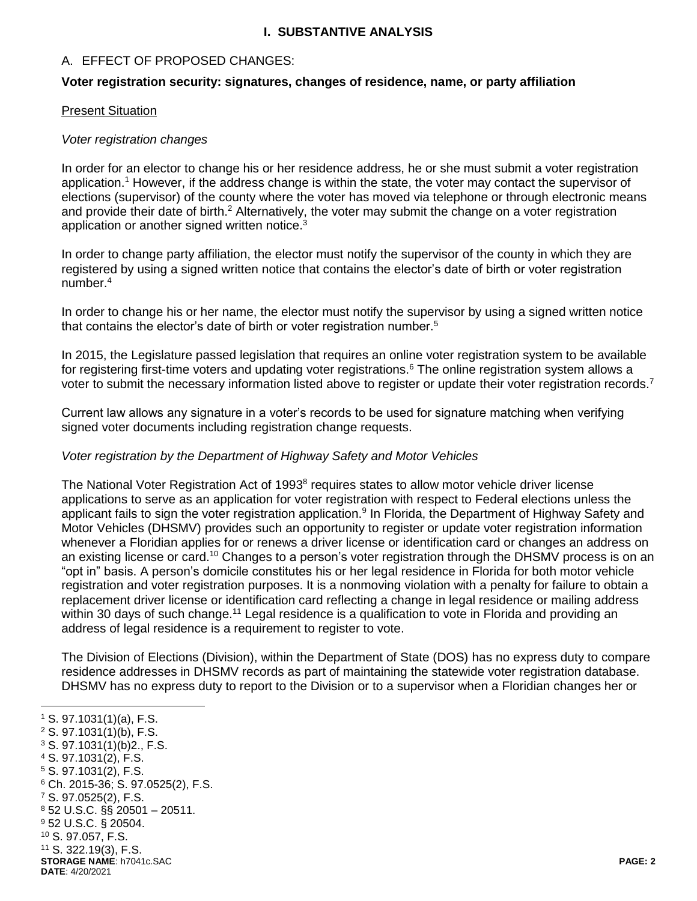## I. SUBSTANTIVE ANALYSIS

### A. EFFECT OF PROPOSED CHANGES:

**Voter registration security: signatures, changes of residence, name, or party affiliation**

Present Situation

*Voter registration changes*

In order for an elector to change his or her residence address, he or she must submit a voter registration application.[1] However, if the address change is within the state, the voter may contact the supervisor of elections (supervisor) of the county where the voter has moved via telephone or through electronic means and provide their date of birth.[2] Alternatively, the voter may submit the change on a voter registration application or another signed written notice.[3]

In order to change party affiliation, the elector must notify the supervisor of the county in which they are registered by using a signed written notice that contains the elector's date of birth or voter registration number.[4]

In order to change his or her name, the elector must notify the supervisor by using a signed written notice that contains the elector's date of birth or voter registration number.[5]

In 2015, the Legislature passed legislation that requires an online voter registration system to be available for registering first-time voters and updating voter registrations.[6] The online registration system allows a voter to submit the necessary information listed above to register or update their voter registration records.[7]

Current law allows any signature in a voter's records to be used for signature matching when verifying signed voter documents including registration change requests.

*Voter registration by the Department of Highway Safety and Motor Vehicles*

The National Voter Registration Act of 1993[8] requires states to allow motor vehicle driver license applications to serve as an application for voter registration with respect to Federal elections unless the applicant fails to sign the voter registration application.[9] In Florida, the Department of Highway Safety and Motor Vehicles (DHSMV) provides such an opportunity to register or update voter registration information whenever a Floridian applies for or renews a driver license or identification card or changes an address on an existing license or card.[10] Changes to a person's voter registration through the DHSMV process is on an "opt in" basis. A person's domicile constitutes his or her legal residence in Florida for both motor vehicle registration and voter registration purposes. It is a nonmoving violation with a penalty for failure to obtain a replacement driver license or identification card reflecting a change in legal residence or mailing address within 30 days of such change.[11] Legal residence is a qualification to vote in Florida and providing an address of legal residence is a requirement to register to vote.

The Division of Elections (Division), within the Department of State (DOS) has no express duty to compare residence addresses in DHSMV records as part of maintaining the statewide voter registration database. DHSMV has no express duty to report to the Division or to a supervisor when a Floridian changes her or

---

[1] S. 97.1031(1)(a), F.S.
[2] S. 97.1031(1)(b), F.S.
[3] S. 97.1031(1)(b)2., F.S.
[4] S. 97.1031(2), F.S.
[5] S. 97.1031(2), F.S.
[6] Ch. 2015-36; S. 97.0525(2), F.S.
[7] S. 97.0525(2), F.S.
[8] 52 U.S.C. §§ 20501 – 20511.
[9] 52 U.S.C. § 20504.
[10] S. 97.057, F.S.
[11] S. 322.19(3), F.S.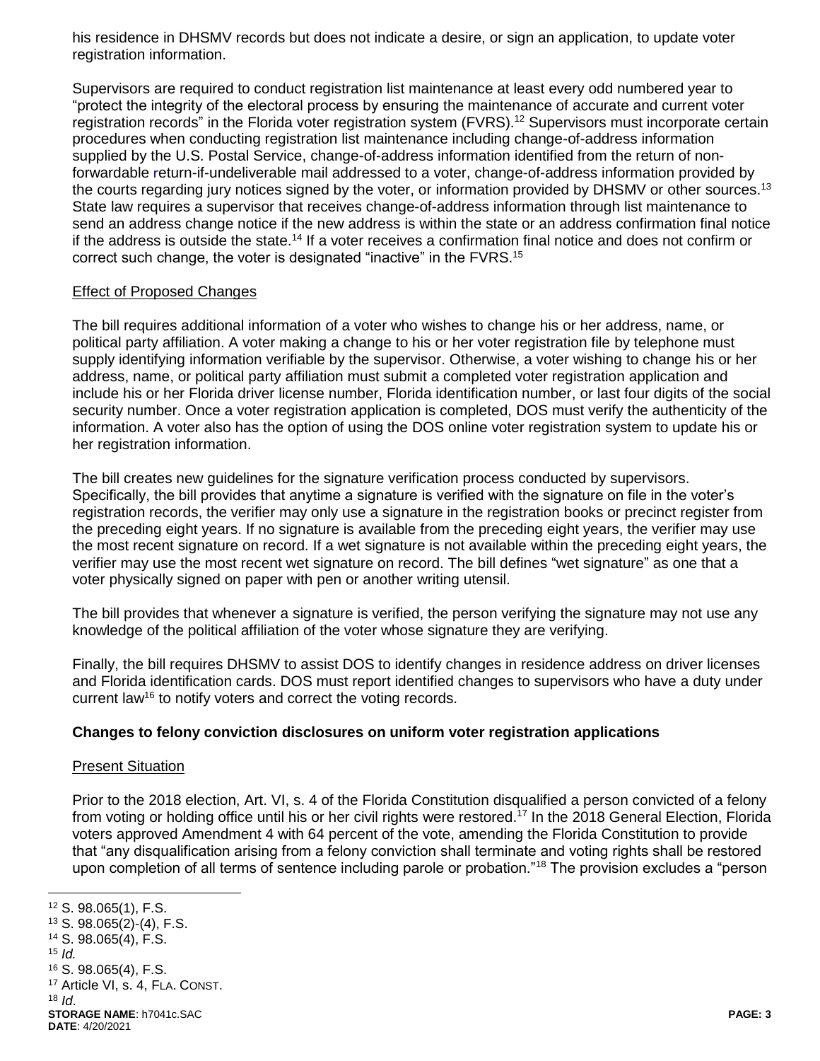his residence in DHSMV records but does not indicate a desire, or sign an application, to update voter registration information.

Supervisors are required to conduct registration list maintenance at least every odd numbered year to "protect the integrity of the electoral process by ensuring the maintenance of accurate and current voter registration records" in the Florida voter registration system (FVRS).[12] Supervisors must incorporate certain procedures when conducting registration list maintenance including change-of-address information supplied by the U.S. Postal Service, change-of-address information identified from the return of non-forwardable return-if-undeliverable mail addressed to a voter, change-of-address information provided by the courts regarding jury notices signed by the voter, or information provided by DHSMV or other sources.[13] State law requires a supervisor that receives change-of-address information through list maintenance to send an address change notice if the new address is within the state or an address confirmation final notice if the address is outside the state.[14] If a voter receives a confirmation final notice and does not confirm or correct such change, the voter is designated "inactive" in the FVRS.[15]

Effect of Proposed Changes

The bill requires additional information of a voter who wishes to change his or her address, name, or political party affiliation. A voter making a change to his or her voter registration file by telephone must supply identifying information verifiable by the supervisor. Otherwise, a voter wishing to change his or her address, name, or political party affiliation must submit a completed voter registration application and include his or her Florida driver license number, Florida identification number, or last four digits of the social security number. Once a voter registration application is completed, DOS must verify the authenticity of the information. A voter also has the option of using the DOS online voter registration system to update his or her registration information.

The bill creates new guidelines for the signature verification process conducted by supervisors. Specifically, the bill provides that anytime a signature is verified with the signature on file in the voter's registration records, the verifier may only use a signature in the registration books or precinct register from the preceding eight years. If no signature is available from the preceding eight years, the verifier may use the most recent signature on record. If a wet signature is not available within the preceding eight years, the verifier may use the most recent wet signature on record. The bill defines "wet signature" as one that a voter physically signed on paper with pen or another writing utensil.

The bill provides that whenever a signature is verified, the person verifying the signature may not use any knowledge of the political affiliation of the voter whose signature they are verifying.

Finally, the bill requires DHSMV to assist DOS to identify changes in residence address on driver licenses and Florida identification cards. DOS must report identified changes to supervisors who have a duty under current law[16] to notify voters and correct the voting records.

**Changes to felony conviction disclosures on uniform voter registration applications**

Present Situation

Prior to the 2018 election, Art. VI, s. 4 of the Florida Constitution disqualified a person convicted of a felony from voting or holding office until his or her civil rights were restored.[17] In the 2018 General Election, Florida voters approved Amendment 4 with 64 percent of the vote, amending the Florida Constitution to provide that "any disqualification arising from a felony conviction shall terminate and voting rights shall be restored upon completion of all terms of sentence including parole or probation."[18] The provision excludes a "person

[12] S. 98.065(1), F.S.
[13] S. 98.065(2)-(4), F.S.
[14] S. 98.065(4), F.S.
[15] *Id.*
[16] S. 98.065(4), F.S.
[17] Article VI, s. 4, FLA. CONST.
[18] *Id*.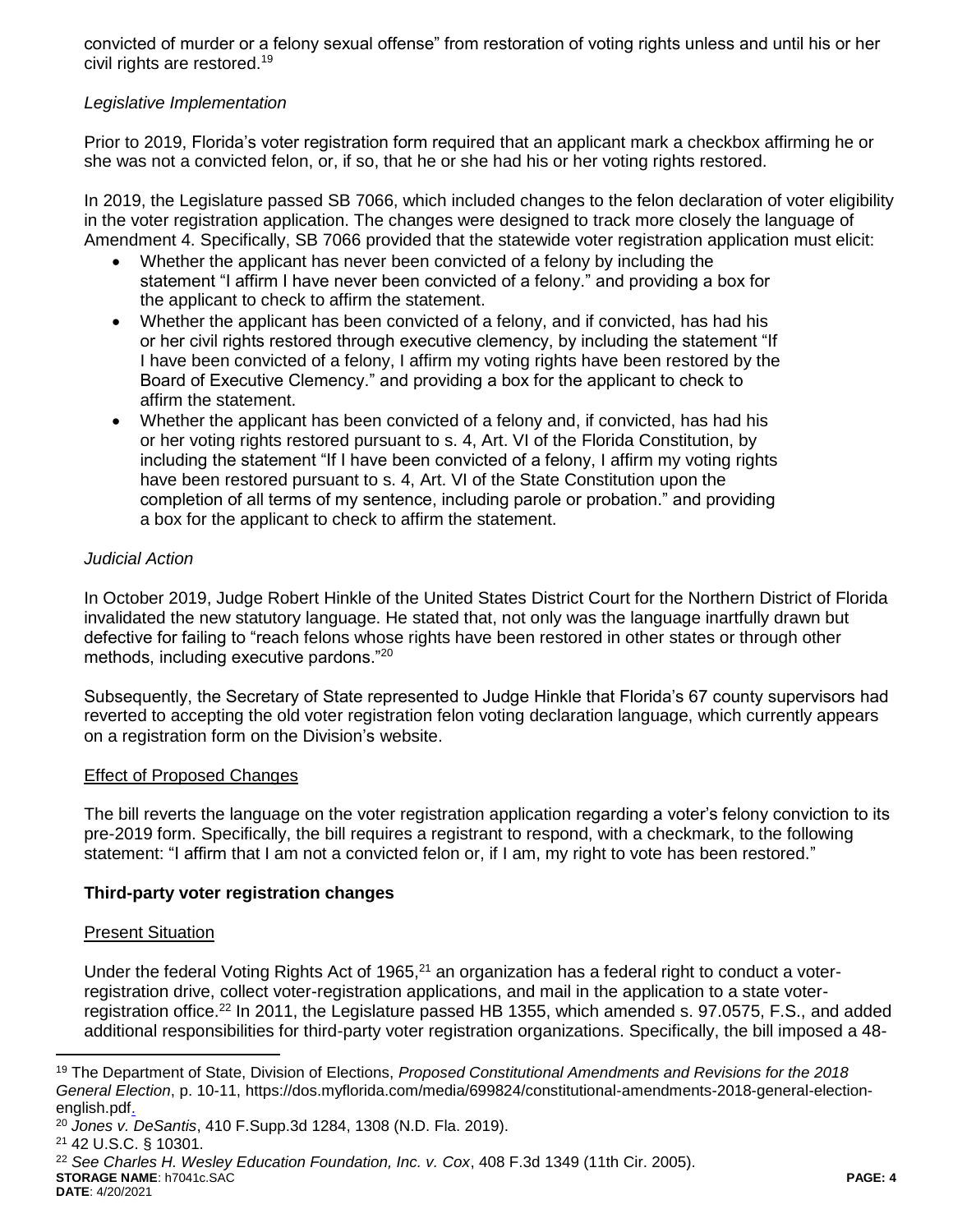convicted of murder or a felony sexual offense" from restoration of voting rights unless and until his or her civil rights are restored.[19]

*Legislative Implementation*

Prior to 2019, Florida's voter registration form required that an applicant mark a checkbox affirming he or she was not a convicted felon, or, if so, that he or she had his or her voting rights restored.

In 2019, the Legislature passed SB 7066, which included changes to the felon declaration of voter eligibility in the voter registration application. The changes were designed to track more closely the language of Amendment 4. Specifically, SB 7066 provided that the statewide voter registration application must elicit:

- Whether the applicant has never been convicted of a felony by including the statement "I affirm I have never been convicted of a felony." and providing a box for the applicant to check to affirm the statement.
- Whether the applicant has been convicted of a felony, and if convicted, has had his or her civil rights restored through executive clemency, by including the statement "If I have been convicted of a felony, I affirm my voting rights have been restored by the Board of Executive Clemency." and providing a box for the applicant to check to affirm the statement.
- Whether the applicant has been convicted of a felony and, if convicted, has had his or her voting rights restored pursuant to s. 4, Art. VI of the Florida Constitution, by including the statement "If I have been convicted of a felony, I affirm my voting rights have been restored pursuant to s. 4, Art. VI of the State Constitution upon the completion of all terms of my sentence, including parole or probation." and providing a box for the applicant to check to affirm the statement.

*Judicial Action*

In October 2019, Judge Robert Hinkle of the United States District Court for the Northern District of Florida invalidated the new statutory language. He stated that, not only was the language inartfully drawn but defective for failing to "reach felons whose rights have been restored in other states or through other methods, including executive pardons."[20]

Subsequently, the Secretary of State represented to Judge Hinkle that Florida's 67 county supervisors had reverted to accepting the old voter registration felon voting declaration language, which currently appears on a registration form on the Division's website.

Effect of Proposed Changes

The bill reverts the language on the voter registration application regarding a voter's felony conviction to its pre-2019 form. Specifically, the bill requires a registrant to respond, with a checkmark, to the following statement: "I affirm that I am not a convicted felon or, if I am, my right to vote has been restored."

**Third-party voter registration changes**

Present Situation

Under the federal Voting Rights Act of 1965,[21] an organization has a federal right to conduct a voter-registration drive, collect voter-registration applications, and mail in the application to a state voter-registration office.[22] In 2011, the Legislature passed HB 1355, which amended s. 97.0575, F.S., and added additional responsibilities for third-party voter registration organizations. Specifically, the bill imposed a 48-

---

[19] The Department of State, Division of Elections, *Proposed Constitutional Amendments and Revisions for the 2018 General Election*, p. 10-11, https://dos.myflorida.com/media/699824/constitutional-amendments-2018-general-election-english.pdf.

[20] *Jones v. DeSantis*, 410 F.Supp.3d 1284, 1308 (N.D. Fla. 2019).

[21] 42 U.S.C. § 10301.

[22] *See Charles H. Wesley Education Foundation, Inc. v. Cox*, 408 F.3d 1349 (11th Cir. 2005).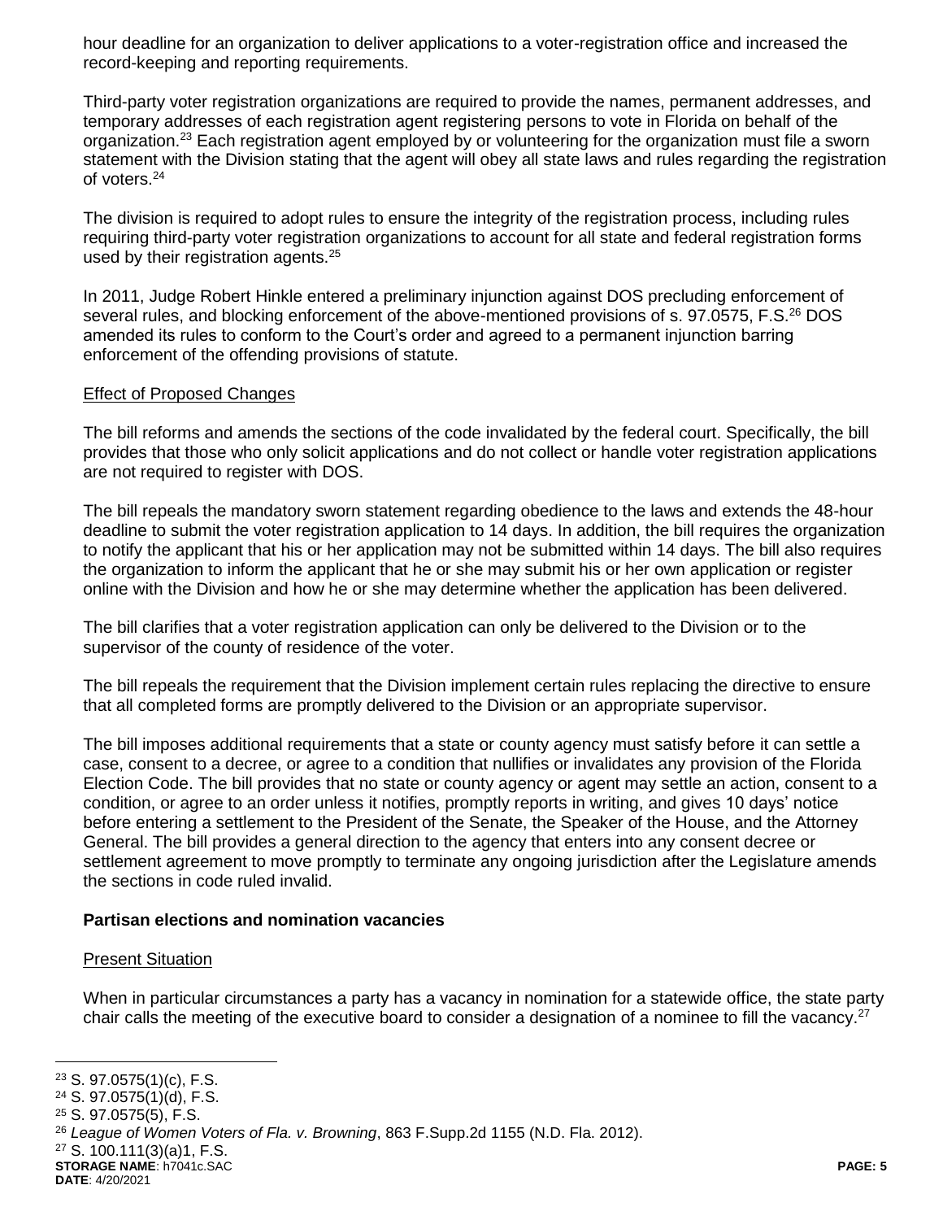hour deadline for an organization to deliver applications to a voter-registration office and increased the record-keeping and reporting requirements.

Third-party voter registration organizations are required to provide the names, permanent addresses, and temporary addresses of each registration agent registering persons to vote in Florida on behalf of the organization.[23] Each registration agent employed by or volunteering for the organization must file a sworn statement with the Division stating that the agent will obey all state laws and rules regarding the registration of voters.[24]

The division is required to adopt rules to ensure the integrity of the registration process, including rules requiring third-party voter registration organizations to account for all state and federal registration forms used by their registration agents.[25]

In 2011, Judge Robert Hinkle entered a preliminary injunction against DOS precluding enforcement of several rules, and blocking enforcement of the above-mentioned provisions of s. 97.0575, F.S.[26] DOS amended its rules to conform to the Court's order and agreed to a permanent injunction barring enforcement of the offending provisions of statute.

Effect of Proposed Changes

The bill reforms and amends the sections of the code invalidated by the federal court. Specifically, the bill provides that those who only solicit applications and do not collect or handle voter registration applications are not required to register with DOS.

The bill repeals the mandatory sworn statement regarding obedience to the laws and extends the 48-hour deadline to submit the voter registration application to 14 days. In addition, the bill requires the organization to notify the applicant that his or her application may not be submitted within 14 days. The bill also requires the organization to inform the applicant that he or she may submit his or her own application or register online with the Division and how he or she may determine whether the application has been delivered.

The bill clarifies that a voter registration application can only be delivered to the Division or to the supervisor of the county of residence of the voter.

The bill repeals the requirement that the Division implement certain rules replacing the directive to ensure that all completed forms are promptly delivered to the Division or an appropriate supervisor.

The bill imposes additional requirements that a state or county agency must satisfy before it can settle a case, consent to a decree, or agree to a condition that nullifies or invalidates any provision of the Florida Election Code. The bill provides that no state or county agency or agent may settle an action, consent to a condition, or agree to an order unless it notifies, promptly reports in writing, and gives 10 days' notice before entering a settlement to the President of the Senate, the Speaker of the House, and the Attorney General. The bill provides a general direction to the agency that enters into any consent decree or settlement agreement to move promptly to terminate any ongoing jurisdiction after the Legislature amends the sections in code ruled invalid.

**Partisan elections and nomination vacancies**

Present Situation

When in particular circumstances a party has a vacancy in nomination for a statewide office, the state party chair calls the meeting of the executive board to consider a designation of a nominee to fill the vacancy.[27]

---

[23] S. 97.0575(1)(c), F.S.

[24] S. 97.0575(1)(d), F.S.

[25] S. 97.0575(5), F.S.

[26] *League of Women Voters of Fla. v. Browning*, 863 F.Supp.2d 1155 (N.D. Fla. 2012).

[27] S. 100.111(3)(a)1, F.S.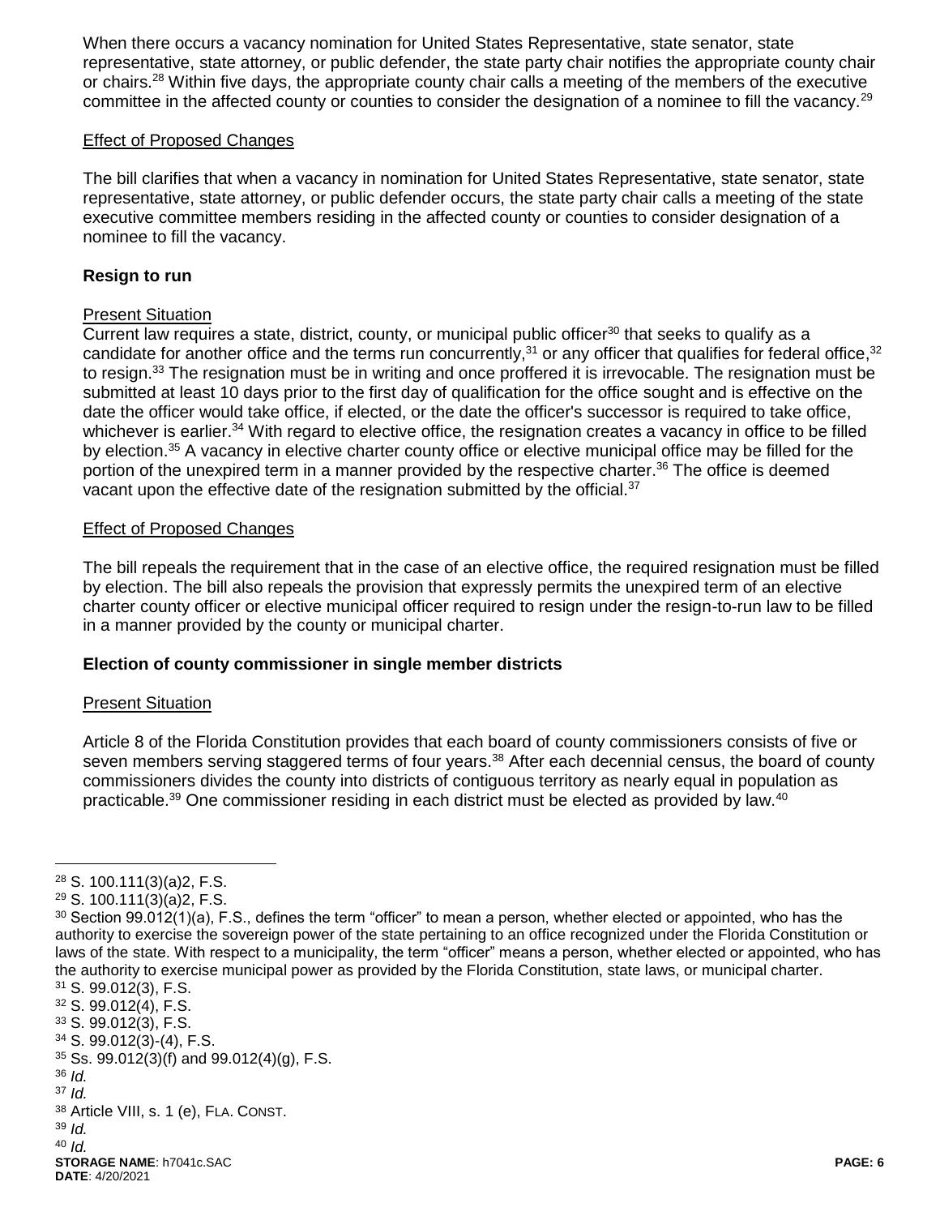When there occurs a vacancy nomination for United States Representative, state senator, state representative, state attorney, or public defender, the state party chair notifies the appropriate county chair or chairs.[28] Within five days, the appropriate county chair calls a meeting of the members of the executive committee in the affected county or counties to consider the designation of a nominee to fill the vacancy.[29]

Effect of Proposed Changes

The bill clarifies that when a vacancy in nomination for United States Representative, state senator, state representative, state attorney, or public defender occurs, the state party chair calls a meeting of the state executive committee members residing in the affected county or counties to consider designation of a nominee to fill the vacancy.

**Resign to run**

Present Situation

Current law requires a state, district, county, or municipal public officer[30] that seeks to qualify as a candidate for another office and the terms run concurrently,[31] or any officer that qualifies for federal office,[32] to resign.[33] The resignation must be in writing and once proffered it is irrevocable. The resignation must be submitted at least 10 days prior to the first day of qualification for the office sought and is effective on the date the officer would take office, if elected, or the date the officer's successor is required to take office, whichever is earlier.[34] With regard to elective office, the resignation creates a vacancy in office to be filled by election.[35] A vacancy in elective charter county office or elective municipal office may be filled for the portion of the unexpired term in a manner provided by the respective charter.[36] The office is deemed vacant upon the effective date of the resignation submitted by the official.[37]

Effect of Proposed Changes

The bill repeals the requirement that in the case of an elective office, the required resignation must be filled by election. The bill also repeals the provision that expressly permits the unexpired term of an elective charter county officer or elective municipal officer required to resign under the resign-to-run law to be filled in a manner provided by the county or municipal charter.

**Election of county commissioner in single member districts**

Present Situation

Article 8 of the Florida Constitution provides that each board of county commissioners consists of five or seven members serving staggered terms of four years.[38] After each decennial census, the board of county commissioners divides the county into districts of contiguous territory as nearly equal in population as practicable.[39] One commissioner residing in each district must be elected as provided by law.[40]

---

[28] S. 100.111(3)(a)2, F.S.

[29] S. 100.111(3)(a)2, F.S.

[30] Section 99.012(1)(a), F.S., defines the term "officer" to mean a person, whether elected or appointed, who has the authority to exercise the sovereign power of the state pertaining to an office recognized under the Florida Constitution or laws of the state. With respect to a municipality, the term "officer" means a person, whether elected or appointed, who has the authority to exercise municipal power as provided by the Florida Constitution, state laws, or municipal charter.

[31] S. 99.012(3), F.S.

[32] S. 99.012(4), F.S.

[33] S. 99.012(3), F.S.

[34] S. 99.012(3)-(4), F.S.

[35] Ss. 99.012(3)(f) and 99.012(4)(g), F.S.

[36] *Id.*

[37] *Id.*

[38] Article VIII, s. 1 (e), FLA. CONST.

[39] *Id.*

[40] *Id.*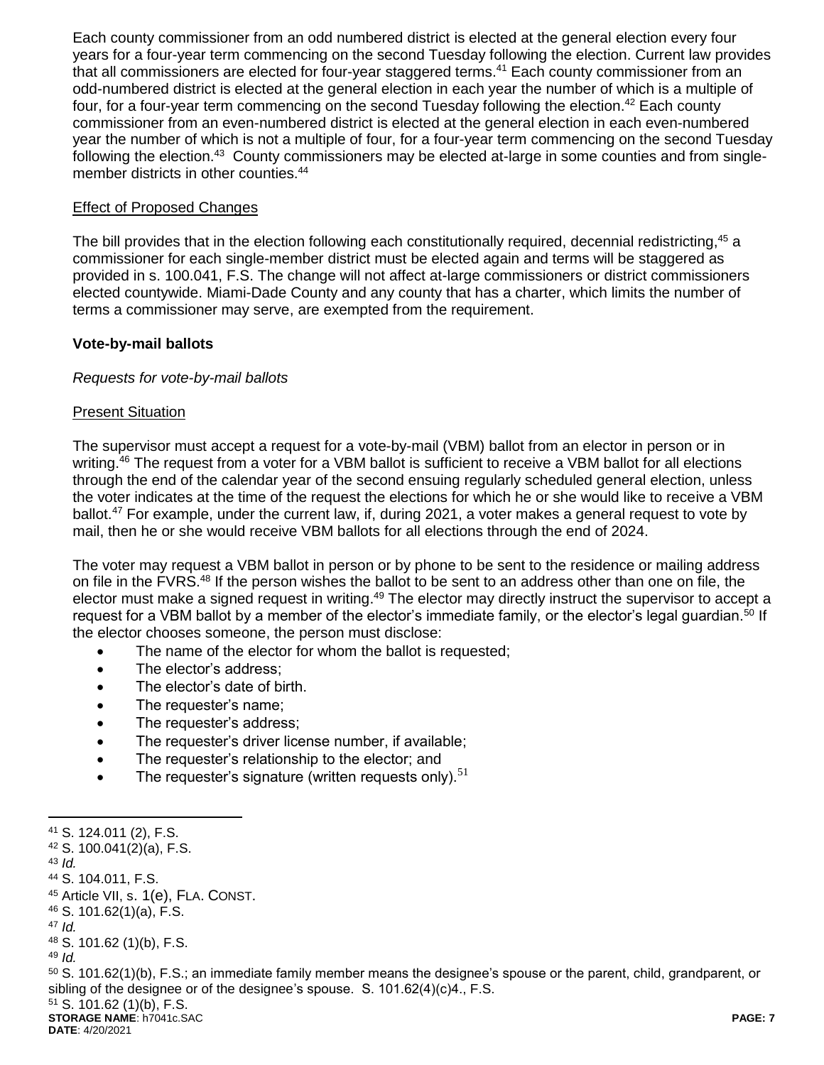Each county commissioner from an odd numbered district is elected at the general election every four years for a four-year term commencing on the second Tuesday following the election. Current law provides that all commissioners are elected for four-year staggered terms.[41] Each county commissioner from an odd-numbered district is elected at the general election in each year the number of which is a multiple of four, for a four-year term commencing on the second Tuesday following the election.[42] Each county commissioner from an even-numbered district is elected at the general election in each even-numbered year the number of which is not a multiple of four, for a four-year term commencing on the second Tuesday following the election.[43] County commissioners may be elected at-large in some counties and from single-member districts in other counties.[44]

Effect of Proposed Changes

The bill provides that in the election following each constitutionally required, decennial redistricting,[45] a commissioner for each single-member district must be elected again and terms will be staggered as provided in s. 100.041, F.S. The change will not affect at-large commissioners or district commissioners elected countywide. Miami-Dade County and any county that has a charter, which limits the number of terms a commissioner may serve, are exempted from the requirement.

**Vote-by-mail ballots**

*Requests for vote-by-mail ballots*

Present Situation

The supervisor must accept a request for a vote-by-mail (VBM) ballot from an elector in person or in writing.[46] The request from a voter for a VBM ballot is sufficient to receive a VBM ballot for all elections through the end of the calendar year of the second ensuing regularly scheduled general election, unless the voter indicates at the time of the request the elections for which he or she would like to receive a VBM ballot.[47] For example, under the current law, if, during 2021, a voter makes a general request to vote by mail, then he or she would receive VBM ballots for all elections through the end of 2024.

The voter may request a VBM ballot in person or by phone to be sent to the residence or mailing address on file in the FVRS.[48] If the person wishes the ballot to be sent to an address other than one on file, the elector must make a signed request in writing.[49] The elector may directly instruct the supervisor to accept a request for a VBM ballot by a member of the elector's immediate family, or the elector's legal guardian.[50] If the elector chooses someone, the person must disclose:

- The name of the elector for whom the ballot is requested;
- The elector's address;
- The elector's date of birth.
- The requester's name;
- The requester's address;
- The requester's driver license number, if available;
- The requester's relationship to the elector; and
- The requester's signature (written requests only).[51]

---

[41] S. 124.011 (2), F.S.
[42] S. 100.041(2)(a), F.S.
[43] *Id.*
[44] S. 104.011, F.S.
[45] Article VII, s. 1(e), FLA. CONST.
[46] S. 101.62(1)(a), F.S.
[47] *Id.*
[48] S. 101.62 (1)(b), F.S.
[49] *Id.*
[50] S. 101.62(1)(b), F.S.; an immediate family member means the designee's spouse or the parent, child, grandparent, or sibling of the designee or of the designee's spouse. S. 101.62(4)(c)4., F.S.
[51] S. 101.62 (1)(b), F.S.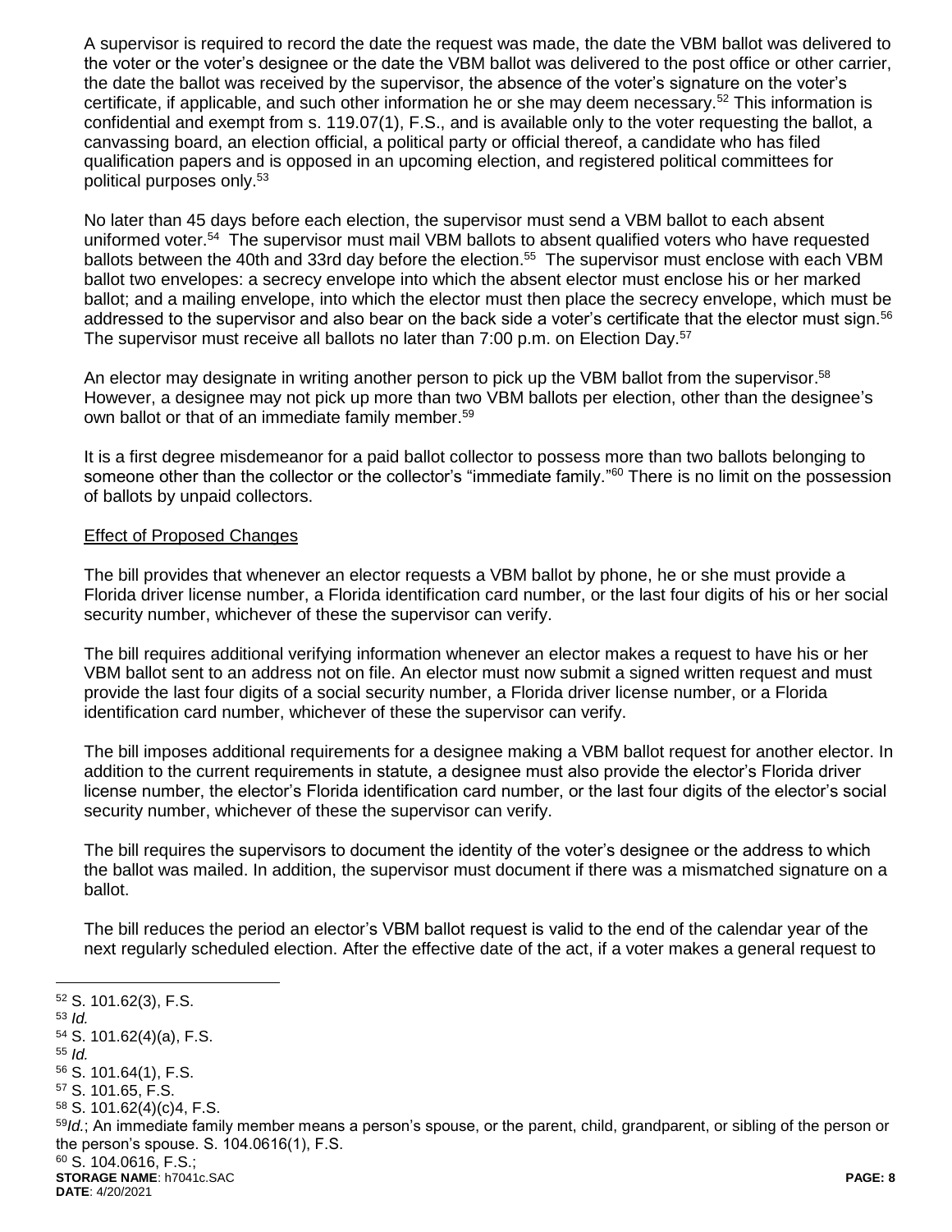A supervisor is required to record the date the request was made, the date the VBM ballot was delivered to the voter or the voter's designee or the date the VBM ballot was delivered to the post office or other carrier, the date the ballot was received by the supervisor, the absence of the voter's signature on the voter's certificate, if applicable, and such other information he or she may deem necessary.[52] This information is confidential and exempt from s. 119.07(1), F.S., and is available only to the voter requesting the ballot, a canvassing board, an election official, a political party or official thereof, a candidate who has filed qualification papers and is opposed in an upcoming election, and registered political committees for political purposes only.[53]

No later than 45 days before each election, the supervisor must send a VBM ballot to each absent uniformed voter.[54] The supervisor must mail VBM ballots to absent qualified voters who have requested ballots between the 40th and 33rd day before the election.[55] The supervisor must enclose with each VBM ballot two envelopes: a secrecy envelope into which the absent elector must enclose his or her marked ballot; and a mailing envelope, into which the elector must then place the secrecy envelope, which must be addressed to the supervisor and also bear on the back side a voter's certificate that the elector must sign.[56] The supervisor must receive all ballots no later than 7:00 p.m. on Election Day.[57]

An elector may designate in writing another person to pick up the VBM ballot from the supervisor.[58] However, a designee may not pick up more than two VBM ballots per election, other than the designee's own ballot or that of an immediate family member.[59]

It is a first degree misdemeanor for a paid ballot collector to possess more than two ballots belonging to someone other than the collector or the collector's "immediate family."[60] There is no limit on the possession of ballots by unpaid collectors.

Effect of Proposed Changes

The bill provides that whenever an elector requests a VBM ballot by phone, he or she must provide a Florida driver license number, a Florida identification card number, or the last four digits of his or her social security number, whichever of these the supervisor can verify.

The bill requires additional verifying information whenever an elector makes a request to have his or her VBM ballot sent to an address not on file. An elector must now submit a signed written request and must provide the last four digits of a social security number, a Florida driver license number, or a Florida identification card number, whichever of these the supervisor can verify.

The bill imposes additional requirements for a designee making a VBM ballot request for another elector. In addition to the current requirements in statute, a designee must also provide the elector's Florida driver license number, the elector's Florida identification card number, or the last four digits of the elector's social security number, whichever of these the supervisor can verify.

The bill requires the supervisors to document the identity of the voter's designee or the address to which the ballot was mailed. In addition, the supervisor must document if there was a mismatched signature on a ballot.

The bill reduces the period an elector's VBM ballot request is valid to the end of the calendar year of the next regularly scheduled election. After the effective date of the act, if a voter makes a general request to

---

[52] S. 101.62(3), F.S.

[53] *Id.*

[54] S. 101.62(4)(a), F.S.

[55] *Id.*

[56] S. 101.64(1), F.S.

[57] S. 101.65, F.S.

[58] S. 101.62(4)(c)4, F.S.

[59] *Id.*; An immediate family member means a person's spouse, or the parent, child, grandparent, or sibling of the person or the person's spouse. S. 104.0616(1), F.S.

[60] S. 104.0616, F.S.;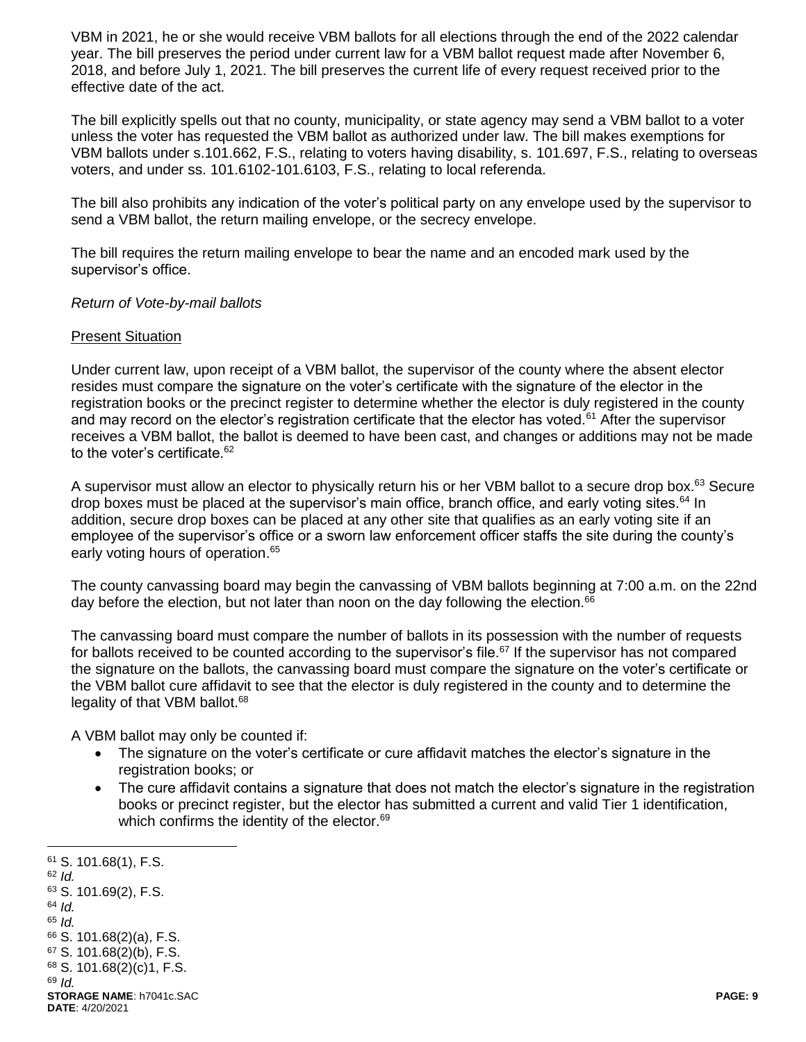VBM in 2021, he or she would receive VBM ballots for all elections through the end of the 2022 calendar year. The bill preserves the period under current law for a VBM ballot request made after November 6, 2018, and before July 1, 2021. The bill preserves the current life of every request received prior to the effective date of the act.

The bill explicitly spells out that no county, municipality, or state agency may send a VBM ballot to a voter unless the voter has requested the VBM ballot as authorized under law. The bill makes exemptions for VBM ballots under s.101.662, F.S., relating to voters having disability, s. 101.697, F.S., relating to overseas voters, and under ss. 101.6102-101.6103, F.S., relating to local referenda.

The bill also prohibits any indication of the voter's political party on any envelope used by the supervisor to send a VBM ballot, the return mailing envelope, or the secrecy envelope.

The bill requires the return mailing envelope to bear the name and an encoded mark used by the supervisor's office.

*Return of Vote-by-mail ballots*

<u>Present Situation</u>

Under current law, upon receipt of a VBM ballot, the supervisor of the county where the absent elector resides must compare the signature on the voter's certificate with the signature of the elector in the registration books or the precinct register to determine whether the elector is duly registered in the county and may record on the elector's registration certificate that the elector has voted.[61] After the supervisor receives a VBM ballot, the ballot is deemed to have been cast, and changes or additions may not be made to the voter's certificate.[62]

A supervisor must allow an elector to physically return his or her VBM ballot to a secure drop box.[63] Secure drop boxes must be placed at the supervisor's main office, branch office, and early voting sites.[64] In addition, secure drop boxes can be placed at any other site that qualifies as an early voting site if an employee of the supervisor's office or a sworn law enforcement officer staffs the site during the county's early voting hours of operation.[65]

The county canvassing board may begin the canvassing of VBM ballots beginning at 7:00 a.m. on the 22nd day before the election, but not later than noon on the day following the election.[66]

The canvassing board must compare the number of ballots in its possession with the number of requests for ballots received to be counted according to the supervisor's file.[67] If the supervisor has not compared the signature on the ballots, the canvassing board must compare the signature on the voter's certificate or the VBM ballot cure affidavit to see that the elector is duly registered in the county and to determine the legality of that VBM ballot.[68]

A VBM ballot may only be counted if:

- The signature on the voter's certificate or cure affidavit matches the elector's signature in the registration books; or
- The cure affidavit contains a signature that does not match the elector's signature in the registration books or precinct register, but the elector has submitted a current and valid Tier 1 identification, which confirms the identity of the elector.[69]

---

[61] S. 101.68(1), F.S.
[62] *Id.*
[63] S. 101.69(2), F.S.
[64] *Id.*
[65] *Id.*
[66] S. 101.68(2)(a), F.S.
[67] S. 101.68(2)(b), F.S.
[68] S. 101.68(2)(c)1, F.S.
[69] *Id.*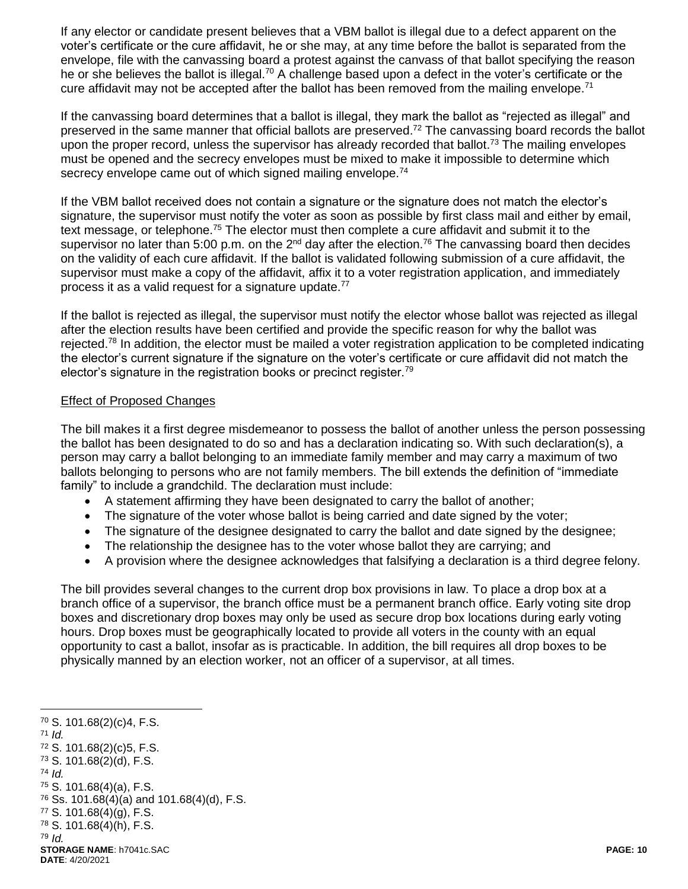If any elector or candidate present believes that a VBM ballot is illegal due to a defect apparent on the voter's certificate or the cure affidavit, he or she may, at any time before the ballot is separated from the envelope, file with the canvassing board a protest against the canvass of that ballot specifying the reason he or she believes the ballot is illegal.[70] A challenge based upon a defect in the voter's certificate or the cure affidavit may not be accepted after the ballot has been removed from the mailing envelope.[71]

If the canvassing board determines that a ballot is illegal, they mark the ballot as "rejected as illegal" and preserved in the same manner that official ballots are preserved.[72] The canvassing board records the ballot upon the proper record, unless the supervisor has already recorded that ballot.[73] The mailing envelopes must be opened and the secrecy envelopes must be mixed to make it impossible to determine which secrecy envelope came out of which signed mailing envelope.[74]

If the VBM ballot received does not contain a signature or the signature does not match the elector's signature, the supervisor must notify the voter as soon as possible by first class mail and either by email, text message, or telephone.[75] The elector must then complete a cure affidavit and submit it to the supervisor no later than 5:00 p.m. on the 2nd day after the election.[76] The canvassing board then decides on the validity of each cure affidavit. If the ballot is validated following submission of a cure affidavit, the supervisor must make a copy of the affidavit, affix it to a voter registration application, and immediately process it as a valid request for a signature update.[77]

If the ballot is rejected as illegal, the supervisor must notify the elector whose ballot was rejected as illegal after the election results have been certified and provide the specific reason for why the ballot was rejected.[78] In addition, the elector must be mailed a voter registration application to be completed indicating the elector's current signature if the signature on the voter's certificate or cure affidavit did not match the elector's signature in the registration books or precinct register.[79]

Effect of Proposed Changes

The bill makes it a first degree misdemeanor to possess the ballot of another unless the person possessing the ballot has been designated to do so and has a declaration indicating so. With such declaration(s), a person may carry a ballot belonging to an immediate family member and may carry a maximum of two ballots belonging to persons who are not family members. The bill extends the definition of "immediate family" to include a grandchild. The declaration must include:

- A statement affirming they have been designated to carry the ballot of another;
- The signature of the voter whose ballot is being carried and date signed by the voter;
- The signature of the designee designated to carry the ballot and date signed by the designee;
- The relationship the designee has to the voter whose ballot they are carrying; and
- A provision where the designee acknowledges that falsifying a declaration is a third degree felony.

The bill provides several changes to the current drop box provisions in law. To place a drop box at a branch office of a supervisor, the branch office must be a permanent branch office. Early voting site drop boxes and discretionary drop boxes may only be used as secure drop box locations during early voting hours. Drop boxes must be geographically located to provide all voters in the county with an equal opportunity to cast a ballot, insofar as is practicable. In addition, the bill requires all drop boxes to be physically manned by an election worker, not an officer of a supervisor, at all times.

---

[70] S. 101.68(2)(c)4, F.S.
[71] *Id.*
[72] S. 101.68(2)(c)5, F.S.
[73] S. 101.68(2)(d), F.S.
[74] *Id.*
[75] S. 101.68(4)(a), F.S.
[76] Ss. 101.68(4)(a) and 101.68(4)(d), F.S.
[77] S. 101.68(4)(g), F.S.
[78] S. 101.68(4)(h), F.S.
[79] *Id.*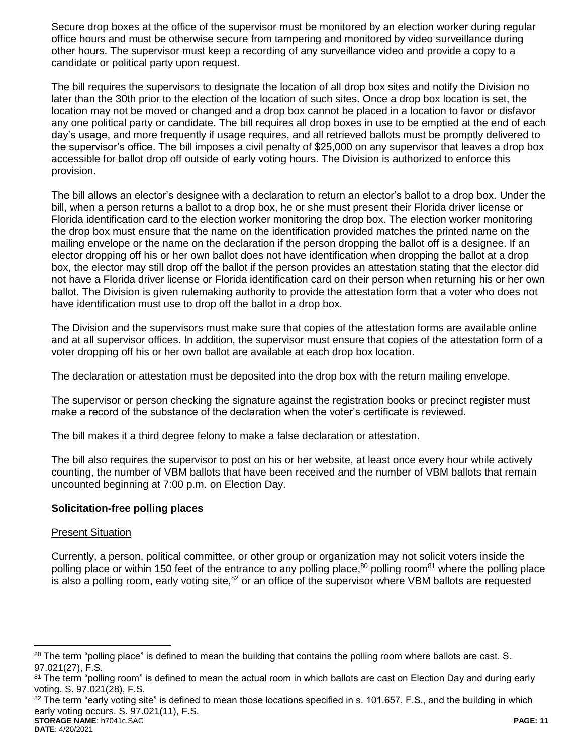Secure drop boxes at the office of the supervisor must be monitored by an election worker during regular office hours and must be otherwise secure from tampering and monitored by video surveillance during other hours. The supervisor must keep a recording of any surveillance video and provide a copy to a candidate or political party upon request.

The bill requires the supervisors to designate the location of all drop box sites and notify the Division no later than the 30th prior to the election of the location of such sites. Once a drop box location is set, the location may not be moved or changed and a drop box cannot be placed in a location to favor or disfavor any one political party or candidate. The bill requires all drop boxes in use to be emptied at the end of each day's usage, and more frequently if usage requires, and all retrieved ballots must be promptly delivered to the supervisor's office. The bill imposes a civil penalty of $25,000 on any supervisor that leaves a drop box accessible for ballot drop off outside of early voting hours. The Division is authorized to enforce this provision.

The bill allows an elector's designee with a declaration to return an elector's ballot to a drop box. Under the bill, when a person returns a ballot to a drop box, he or she must present their Florida driver license or Florida identification card to the election worker monitoring the drop box. The election worker monitoring the drop box must ensure that the name on the identification provided matches the printed name on the mailing envelope or the name on the declaration if the person dropping the ballot off is a designee. If an elector dropping off his or her own ballot does not have identification when dropping the ballot at a drop box, the elector may still drop off the ballot if the person provides an attestation stating that the elector did not have a Florida driver license or Florida identification card on their person when returning his or her own ballot. The Division is given rulemaking authority to provide the attestation form that a voter who does not have identification must use to drop off the ballot in a drop box.

The Division and the supervisors must make sure that copies of the attestation forms are available online and at all supervisor offices. In addition, the supervisor must ensure that copies of the attestation form of a voter dropping off his or her own ballot are available at each drop box location.

The declaration or attestation must be deposited into the drop box with the return mailing envelope.

The supervisor or person checking the signature against the registration books or precinct register must make a record of the substance of the declaration when the voter's certificate is reviewed.

The bill makes it a third degree felony to make a false declaration or attestation.

The bill also requires the supervisor to post on his or her website, at least once every hour while actively counting, the number of VBM ballots that have been received and the number of VBM ballots that remain uncounted beginning at 7:00 p.m. on Election Day.

**Solicitation-free polling places**

Present Situation

Currently, a person, political committee, or other group or organization may not solicit voters inside the polling place or within 150 feet of the entrance to any polling place,[80] polling room[81] where the polling place is also a polling room, early voting site,[82] or an office of the supervisor where VBM ballots are requested

[80] The term "polling place" is defined to mean the building that contains the polling room where ballots are cast. S. 97.021(27), F.S.

[81] The term "polling room" is defined to mean the actual room in which ballots are cast on Election Day and during early voting. S. 97.021(28), F.S.

[82] The term "early voting site" is defined to mean those locations specified in s. 101.657, F.S., and the building in which early voting occurs. S. 97.021(11), F.S.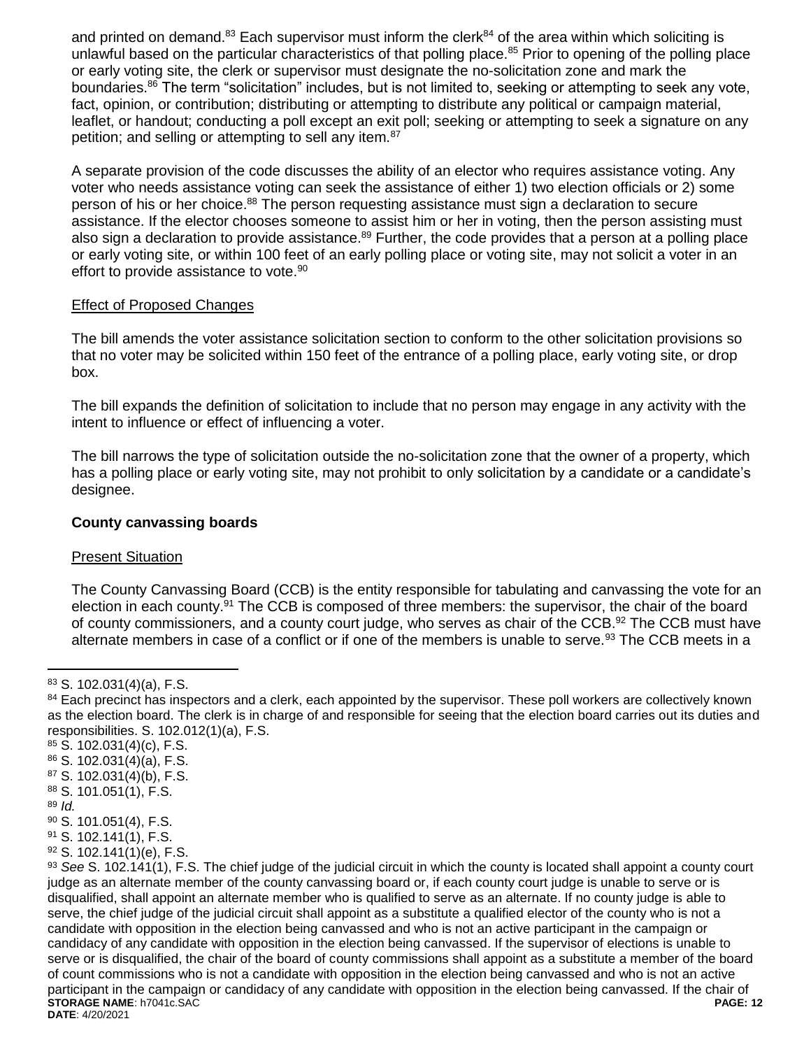and printed on demand.[83] Each supervisor must inform the clerk[84] of the area within which soliciting is unlawful based on the particular characteristics of that polling place.[85] Prior to opening of the polling place or early voting site, the clerk or supervisor must designate the no-solicitation zone and mark the boundaries.[86] The term "solicitation" includes, but is not limited to, seeking or attempting to seek any vote, fact, opinion, or contribution; distributing or attempting to distribute any political or campaign material, leaflet, or handout; conducting a poll except an exit poll; seeking or attempting to seek a signature on any petition; and selling or attempting to sell any item.[87]

A separate provision of the code discusses the ability of an elector who requires assistance voting. Any voter who needs assistance voting can seek the assistance of either 1) two election officials or 2) some person of his or her choice.[88] The person requesting assistance must sign a declaration to secure assistance. If the elector chooses someone to assist him or her in voting, then the person assisting must also sign a declaration to provide assistance.[89] Further, the code provides that a person at a polling place or early voting site, or within 100 feet of an early polling place or voting site, may not solicit a voter in an effort to provide assistance to vote.[90]

Effect of Proposed Changes

The bill amends the voter assistance solicitation section to conform to the other solicitation provisions so that no voter may be solicited within 150 feet of the entrance of a polling place, early voting site, or drop box.

The bill expands the definition of solicitation to include that no person may engage in any activity with the intent to influence or effect of influencing a voter.

The bill narrows the type of solicitation outside the no-solicitation zone that the owner of a property, which has a polling place or early voting site, may not prohibit to only solicitation by a candidate or a candidate's designee.

**County canvassing boards**

Present Situation

The County Canvassing Board (CCB) is the entity responsible for tabulating and canvassing the vote for an election in each county.[91] The CCB is composed of three members: the supervisor, the chair of the board of county commissioners, and a county court judge, who serves as chair of the CCB.[92] The CCB must have alternate members in case of a conflict or if one of the members is unable to serve.[93] The CCB meets in a

---

[83] S. 102.031(4)(a), F.S.

[84] Each precinct has inspectors and a clerk, each appointed by the supervisor. These poll workers are collectively known as the election board. The clerk is in charge of and responsible for seeing that the election board carries out its duties and responsibilities. S. 102.012(1)(a), F.S.

[85] S. 102.031(4)(c), F.S.

[86] S. 102.031(4)(a), F.S.

[87] S. 102.031(4)(b), F.S.

[88] S. 101.051(1), F.S.

[89] *Id.*

[90] S. 101.051(4), F.S.

[91] S. 102.141(1), F.S.

[92] S. 102.141(1)(e), F.S.

[93] *See* S. 102.141(1), F.S. The chief judge of the judicial circuit in which the county is located shall appoint a county court judge as an alternate member of the county canvassing board or, if each county court judge is unable to serve or is disqualified, shall appoint an alternate member who is qualified to serve as an alternate. If no county judge is able to serve, the chief judge of the judicial circuit shall appoint as a substitute a qualified elector of the county who is not a candidate with opposition in the election being canvassed and who is not an active participant in the campaign or candidacy of any candidate with opposition in the election being canvassed. If the supervisor of elections is unable to serve or is disqualified, the chair of the board of county commissions shall appoint as a substitute a member of the board of count commissions who is not a candidate with opposition in the election being canvassed and who is not an active participant in the campaign or candidacy of any candidate with opposition in the election being canvassed. If the chair of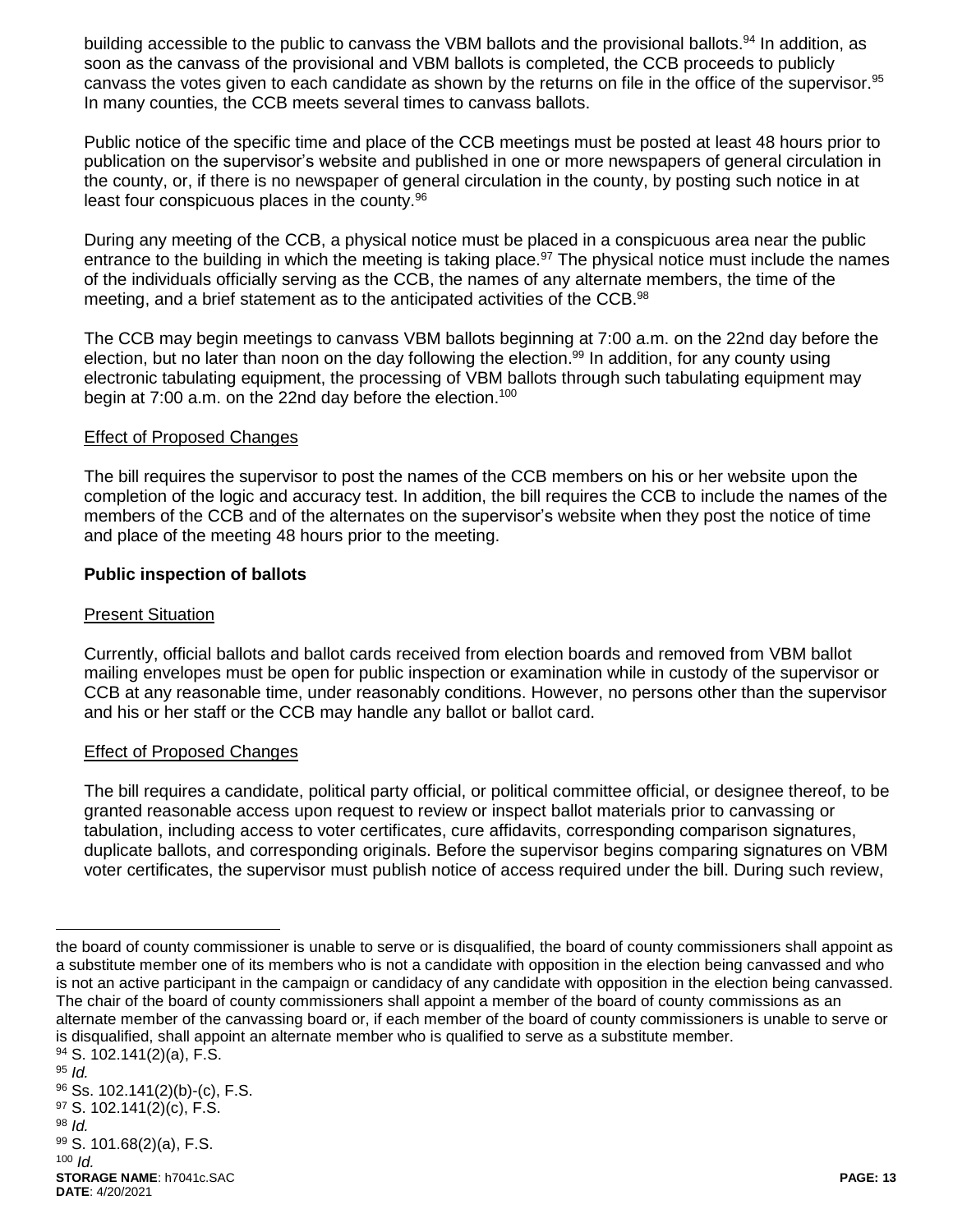building accessible to the public to canvass the VBM ballots and the provisional ballots.[94] In addition, as soon as the canvass of the provisional and VBM ballots is completed, the CCB proceeds to publicly canvass the votes given to each candidate as shown by the returns on file in the office of the supervisor.[95] In many counties, the CCB meets several times to canvass ballots.

Public notice of the specific time and place of the CCB meetings must be posted at least 48 hours prior to publication on the supervisor's website and published in one or more newspapers of general circulation in the county, or, if there is no newspaper of general circulation in the county, by posting such notice in at least four conspicuous places in the county.[96]

During any meeting of the CCB, a physical notice must be placed in a conspicuous area near the public entrance to the building in which the meeting is taking place.[97] The physical notice must include the names of the individuals officially serving as the CCB, the names of any alternate members, the time of the meeting, and a brief statement as to the anticipated activities of the CCB.[98]

The CCB may begin meetings to canvass VBM ballots beginning at 7:00 a.m. on the 22nd day before the election, but no later than noon on the day following the election.[99] In addition, for any county using electronic tabulating equipment, the processing of VBM ballots through such tabulating equipment may begin at 7:00 a.m. on the 22nd day before the election.[100]

<u>Effect of Proposed Changes</u>

The bill requires the supervisor to post the names of the CCB members on his or her website upon the completion of the logic and accuracy test. In addition, the bill requires the CCB to include the names of the members of the CCB and of the alternates on the supervisor's website when they post the notice of time and place of the meeting 48 hours prior to the meeting.

**Public inspection of ballots**

<u>Present Situation</u>

Currently, official ballots and ballot cards received from election boards and removed from VBM ballot mailing envelopes must be open for public inspection or examination while in custody of the supervisor or CCB at any reasonable time, under reasonably conditions. However, no persons other than the supervisor and his or her staff or the CCB may handle any ballot or ballot card.

<u>Effect of Proposed Changes</u>

The bill requires a candidate, political party official, or political committee official, or designee thereof, to be granted reasonable access upon request to review or inspect ballot materials prior to canvassing or tabulation, including access to voter certificates, cure affidavits, corresponding comparison signatures, duplicate ballots, and corresponding originals. Before the supervisor begins comparing signatures on VBM voter certificates, the supervisor must publish notice of access required under the bill. During such review,

---

the board of county commissioner is unable to serve or is disqualified, the board of county commissioners shall appoint as a substitute member one of its members who is not a candidate with opposition in the election being canvassed and who is not an active participant in the campaign or candidacy of any candidate with opposition in the election being canvassed. The chair of the board of county commissioners shall appoint a member of the board of county commissions as an alternate member of the canvassing board or, if each member of the board of county commissioners is unable to serve or is disqualified, shall appoint an alternate member who is qualified to serve as a substitute member.

[94] S. 102.141(2)(a), F.S.
[95] *Id.*
[96] Ss. 102.141(2)(b)-(c), F.S.
[97] S. 102.141(2)(c), F.S.
[98] *Id.*
[99] S. 101.68(2)(a), F.S.
[100] *Id.*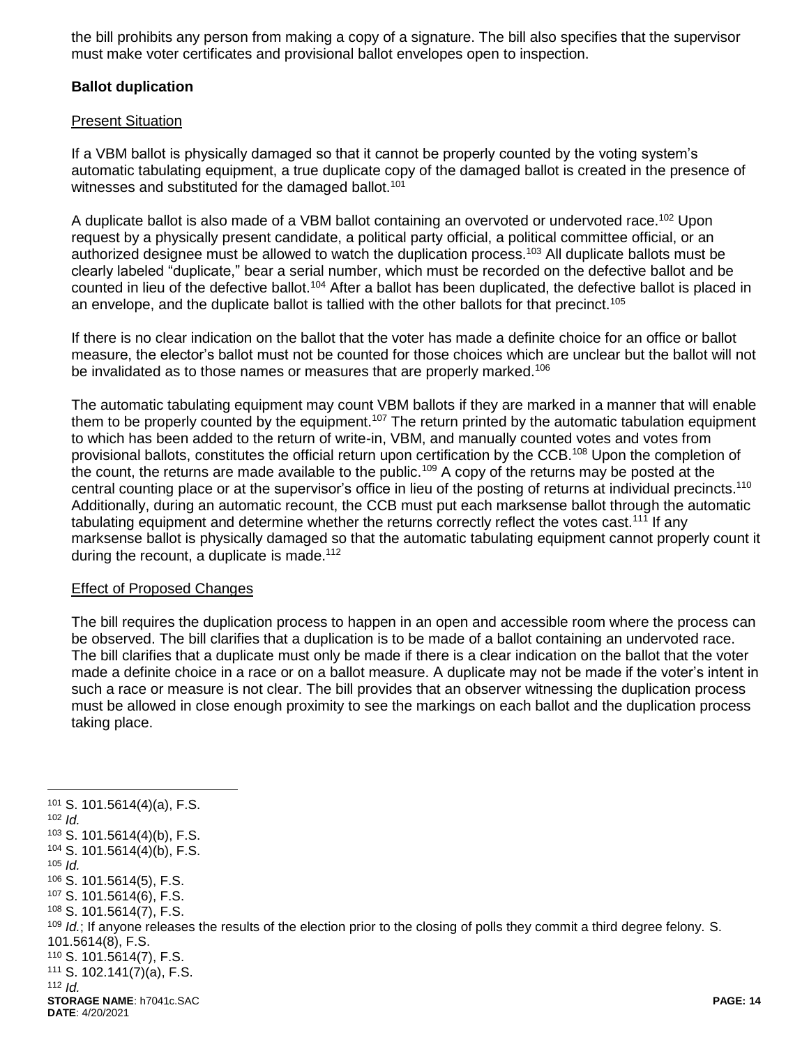the bill prohibits any person from making a copy of a signature. The bill also specifies that the supervisor must make voter certificates and provisional ballot envelopes open to inspection.

**Ballot duplication**

Present Situation

If a VBM ballot is physically damaged so that it cannot be properly counted by the voting system's automatic tabulating equipment, a true duplicate copy of the damaged ballot is created in the presence of witnesses and substituted for the damaged ballot.[101]

A duplicate ballot is also made of a VBM ballot containing an overvoted or undervoted race.[102] Upon request by a physically present candidate, a political party official, a political committee official, or an authorized designee must be allowed to watch the duplication process.[103] All duplicate ballots must be clearly labeled "duplicate," bear a serial number, which must be recorded on the defective ballot and be counted in lieu of the defective ballot.[104] After a ballot has been duplicated, the defective ballot is placed in an envelope, and the duplicate ballot is tallied with the other ballots for that precinct.[105]

If there is no clear indication on the ballot that the voter has made a definite choice for an office or ballot measure, the elector's ballot must not be counted for those choices which are unclear but the ballot will not be invalidated as to those names or measures that are properly marked.[106]

The automatic tabulating equipment may count VBM ballots if they are marked in a manner that will enable them to be properly counted by the equipment.[107] The return printed by the automatic tabulation equipment to which has been added to the return of write-in, VBM, and manually counted votes and votes from provisional ballots, constitutes the official return upon certification by the CCB.[108] Upon the completion of the count, the returns are made available to the public.[109] A copy of the returns may be posted at the central counting place or at the supervisor's office in lieu of the posting of returns at individual precincts.[110] Additionally, during an automatic recount, the CCB must put each marksense ballot through the automatic tabulating equipment and determine whether the returns correctly reflect the votes cast.[111] If any marksense ballot is physically damaged so that the automatic tabulating equipment cannot properly count it during the recount, a duplicate is made.[112]

Effect of Proposed Changes

The bill requires the duplication process to happen in an open and accessible room where the process can be observed. The bill clarifies that a duplication is to be made of a ballot containing an undervoted race. The bill clarifies that a duplicate must only be made if there is a clear indication on the ballot that the voter made a definite choice in a race or on a ballot measure. A duplicate may not be made if the voter's intent in such a race or measure is not clear. The bill provides that an observer witnessing the duplication process must be allowed in close enough proximity to see the markings on each ballot and the duplication process taking place.

---

[101] S. 101.5614(4)(a), F.S.
[102] *Id.*
[103] S. 101.5614(4)(b), F.S.
[104] S. 101.5614(4)(b), F.S.
[105] *Id.*
[106] S. 101.5614(5), F.S.
[107] S. 101.5614(6), F.S.
[108] S. 101.5614(7), F.S.
[109] *Id.*; If anyone releases the results of the election prior to the closing of polls they commit a third degree felony. S. 101.5614(8), F.S.
[110] S. 101.5614(7), F.S.
[111] S. 102.141(7)(a), F.S.
[112] *Id.*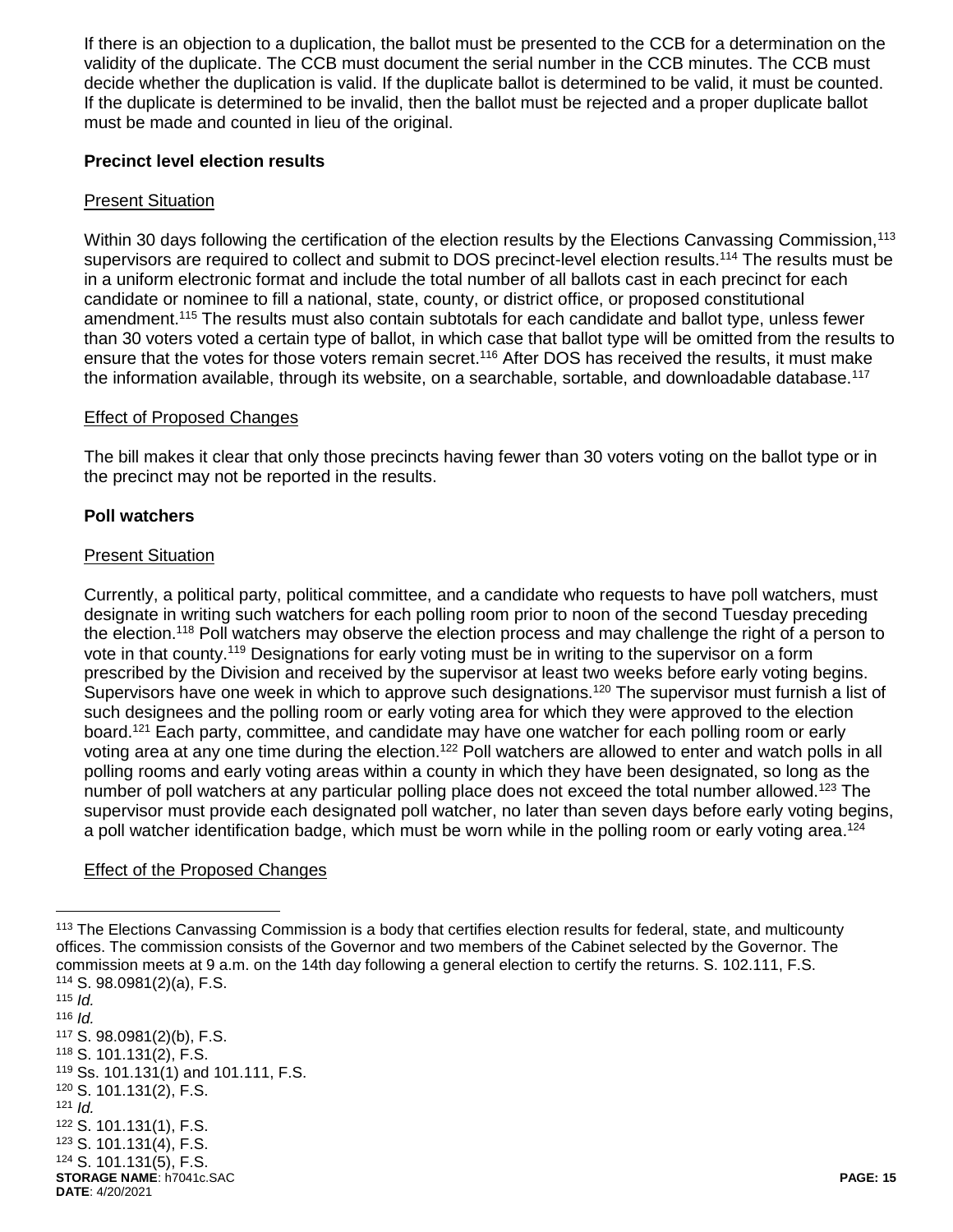If there is an objection to a duplication, the ballot must be presented to the CCB for a determination on the validity of the duplicate. The CCB must document the serial number in the CCB minutes. The CCB must decide whether the duplication is valid. If the duplicate ballot is determined to be valid, it must be counted. If the duplicate is determined to be invalid, then the ballot must be rejected and a proper duplicate ballot must be made and counted in lieu of the original.

**Precinct level election results**

Present Situation

Within 30 days following the certification of the election results by the Elections Canvassing Commission,[113] supervisors are required to collect and submit to DOS precinct-level election results.[114] The results must be in a uniform electronic format and include the total number of all ballots cast in each precinct for each candidate or nominee to fill a national, state, county, or district office, or proposed constitutional amendment.[115] The results must also contain subtotals for each candidate and ballot type, unless fewer than 30 voters voted a certain type of ballot, in which case that ballot type will be omitted from the results to ensure that the votes for those voters remain secret.[116] After DOS has received the results, it must make the information available, through its website, on a searchable, sortable, and downloadable database.[117]

Effect of Proposed Changes

The bill makes it clear that only those precincts having fewer than 30 voters voting on the ballot type or in the precinct may not be reported in the results.

**Poll watchers**

Present Situation

Currently, a political party, political committee, and a candidate who requests to have poll watchers, must designate in writing such watchers for each polling room prior to noon of the second Tuesday preceding the election.[118] Poll watchers may observe the election process and may challenge the right of a person to vote in that county.[119] Designations for early voting must be in writing to the supervisor on a form prescribed by the Division and received by the supervisor at least two weeks before early voting begins. Supervisors have one week in which to approve such designations.[120] The supervisor must furnish a list of such designees and the polling room or early voting area for which they were approved to the election board.[121] Each party, committee, and candidate may have one watcher for each polling room or early voting area at any one time during the election.[122] Poll watchers are allowed to enter and watch polls in all polling rooms and early voting areas within a county in which they have been designated, so long as the number of poll watchers at any particular polling place does not exceed the total number allowed.[123] The supervisor must provide each designated poll watcher, no later than seven days before early voting begins, a poll watcher identification badge, which must be worn while in the polling room or early voting area.[124]

Effect of the Proposed Changes

---

[113] The Elections Canvassing Commission is a body that certifies election results for federal, state, and multicounty offices. The commission consists of the Governor and two members of the Cabinet selected by the Governor. The commission meets at 9 a.m. on the 14th day following a general election to certify the returns. S. 102.111, F.S.
[114] S. 98.0981(2)(a), F.S.
[115] *Id.*
[116] *Id.*
[117] S. 98.0981(2)(b), F.S.
[118] S. 101.131(2), F.S.
[119] Ss. 101.131(1) and 101.111, F.S.
[120] S. 101.131(2), F.S.
[121] *Id.*
[122] S. 101.131(1), F.S.
[123] S. 101.131(4), F.S.
[124] S. 101.131(5), F.S.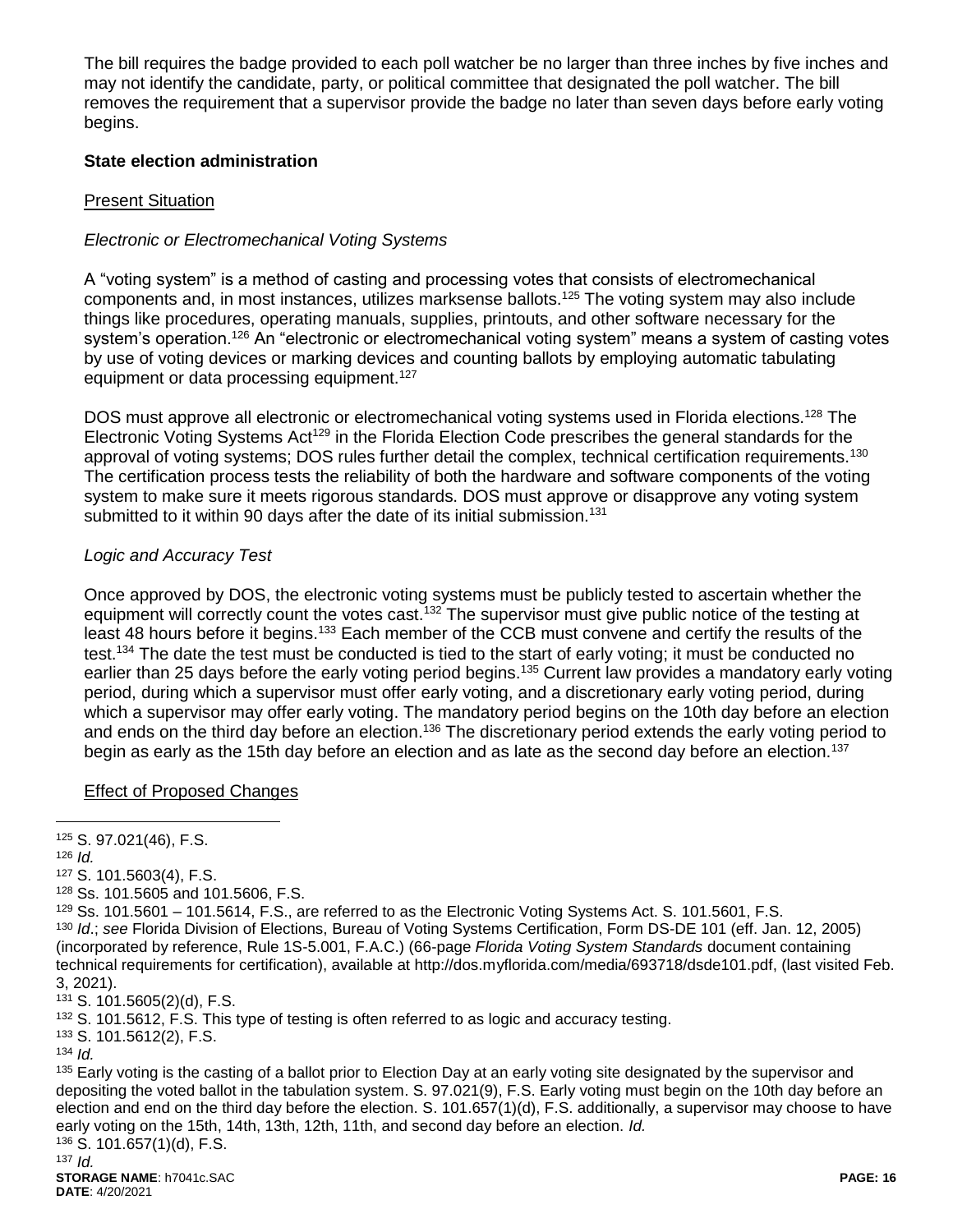The bill requires the badge provided to each poll watcher be no larger than three inches by five inches and may not identify the candidate, party, or political committee that designated the poll watcher. The bill removes the requirement that a supervisor provide the badge no later than seven days before early voting begins.

**State election administration**

Present Situation

*Electronic or Electromechanical Voting Systems*

A "voting system" is a method of casting and processing votes that consists of electromechanical components and, in most instances, utilizes marksense ballots.[125] The voting system may also include things like procedures, operating manuals, supplies, printouts, and other software necessary for the system's operation.[126] An "electronic or electromechanical voting system" means a system of casting votes by use of voting devices or marking devices and counting ballots by employing automatic tabulating equipment or data processing equipment.[127]

DOS must approve all electronic or electromechanical voting systems used in Florida elections.[128] The Electronic Voting Systems Act[129] in the Florida Election Code prescribes the general standards for the approval of voting systems; DOS rules further detail the complex, technical certification requirements.[130] The certification process tests the reliability of both the hardware and software components of the voting system to make sure it meets rigorous standards. DOS must approve or disapprove any voting system submitted to it within 90 days after the date of its initial submission.[131]

*Logic and Accuracy Test*

Once approved by DOS, the electronic voting systems must be publicly tested to ascertain whether the equipment will correctly count the votes cast.[132] The supervisor must give public notice of the testing at least 48 hours before it begins.[133] Each member of the CCB must convene and certify the results of the test.[134] The date the test must be conducted is tied to the start of early voting; it must be conducted no earlier than 25 days before the early voting period begins.[135] Current law provides a mandatory early voting period, during which a supervisor must offer early voting, and a discretionary early voting period, during which a supervisor may offer early voting. The mandatory period begins on the 10th day before an election and ends on the third day before an election.[136] The discretionary period extends the early voting period to begin as early as the 15th day before an election and as late as the second day before an election.[137]

Effect of Proposed Changes

---

[125] S. 97.021(46), F.S.

[126] *Id.*

[127] S. 101.5603(4), F.S.

[128] Ss. 101.5605 and 101.5606, F.S.

[129] Ss. 101.5601 – 101.5614, F.S., are referred to as the Electronic Voting Systems Act. S. 101.5601, F.S.

[130] *Id*.; *see* Florida Division of Elections, Bureau of Voting Systems Certification, Form DS-DE 101 (eff. Jan. 12, 2005) (incorporated by reference, Rule 1S-5.001, F.A.C.) (66-page *Florida Voting System Standards* document containing technical requirements for certification), available at http://dos.myflorida.com/media/693718/dsde101.pdf, (last visited Feb. 3, 2021).

[131] S. 101.5605(2)(d), F.S.

[132] S. 101.5612, F.S. This type of testing is often referred to as logic and accuracy testing.

[133] S. 101.5612(2), F.S.

[134] *Id.*

[135] Early voting is the casting of a ballot prior to Election Day at an early voting site designated by the supervisor and depositing the voted ballot in the tabulation system. S. 97.021(9), F.S. Early voting must begin on the 10th day before an election and end on the third day before the election. S. 101.657(1)(d), F.S. additionally, a supervisor may choose to have early voting on the 15th, 14th, 13th, 12th, 11th, and second day before an election. *Id.*

[136] S. 101.657(1)(d), F.S.

[137] *Id.*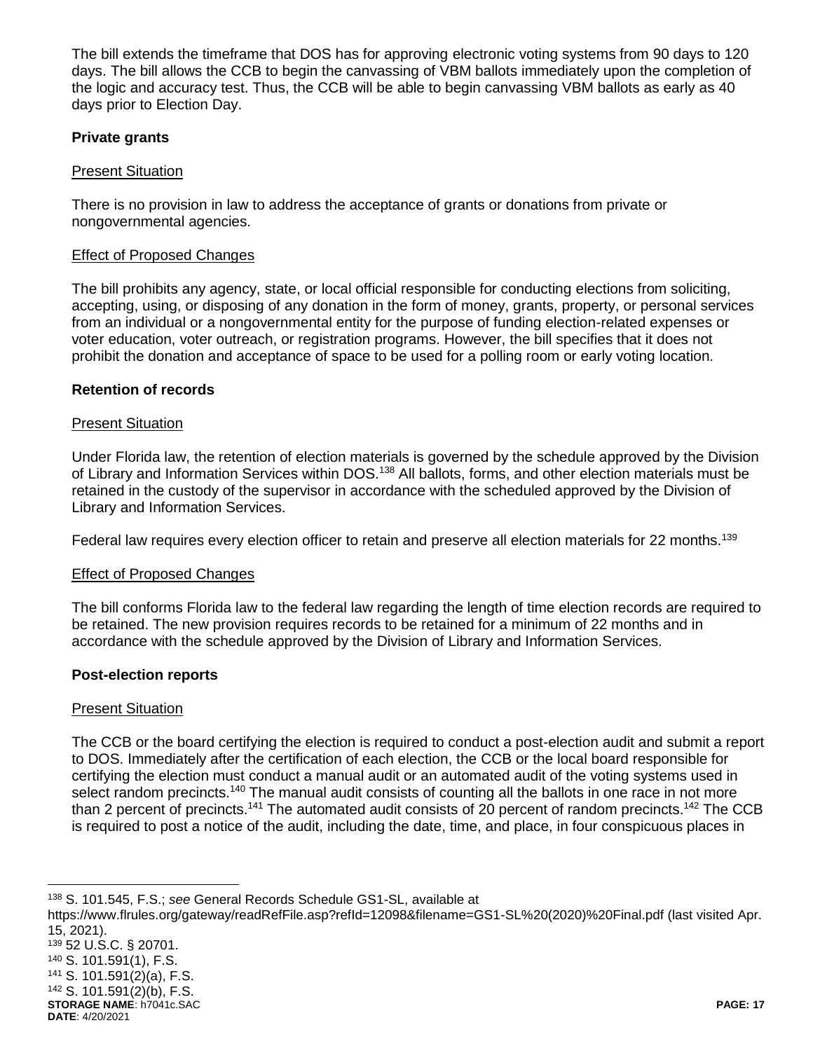The bill extends the timeframe that DOS has for approving electronic voting systems from 90 days to 120 days. The bill allows the CCB to begin the canvassing of VBM ballots immediately upon the completion of the logic and accuracy test. Thus, the CCB will be able to begin canvassing VBM ballots as early as 40 days prior to Election Day.

**Private grants**

Present Situation

There is no provision in law to address the acceptance of grants or donations from private or nongovernmental agencies.

Effect of Proposed Changes

The bill prohibits any agency, state, or local official responsible for conducting elections from soliciting, accepting, using, or disposing of any donation in the form of money, grants, property, or personal services from an individual or a nongovernmental entity for the purpose of funding election-related expenses or voter education, voter outreach, or registration programs. However, the bill specifies that it does not prohibit the donation and acceptance of space to be used for a polling room or early voting location.

**Retention of records**

Present Situation

Under Florida law, the retention of election materials is governed by the schedule approved by the Division of Library and Information Services within DOS.[138] All ballots, forms, and other election materials must be retained in the custody of the supervisor in accordance with the scheduled approved by the Division of Library and Information Services.

Federal law requires every election officer to retain and preserve all election materials for 22 months.[139]

Effect of Proposed Changes

The bill conforms Florida law to the federal law regarding the length of time election records are required to be retained. The new provision requires records to be retained for a minimum of 22 months and in accordance with the schedule approved by the Division of Library and Information Services.

**Post-election reports**

Present Situation

The CCB or the board certifying the election is required to conduct a post-election audit and submit a report to DOS. Immediately after the certification of each election, the CCB or the local board responsible for certifying the election must conduct a manual audit or an automated audit of the voting systems used in select random precincts.[140] The manual audit consists of counting all the ballots in one race in not more than 2 percent of precincts.[141] The automated audit consists of 20 percent of random precincts.[142] The CCB is required to post a notice of the audit, including the date, time, and place, in four conspicuous places in

[138] S. 101.545, F.S.; *see* General Records Schedule GS1-SL, available at https://www.flrules.org/gateway/readRefFile.asp?refId=12098&filename=GS1-SL%20(2020)%20Final.pdf (last visited Apr. 15, 2021).
[139] 52 U.S.C. § 20701.
[140] S. 101.591(1), F.S.
[141] S. 101.591(2)(a), F.S.
[142] S. 101.591(2)(b), F.S.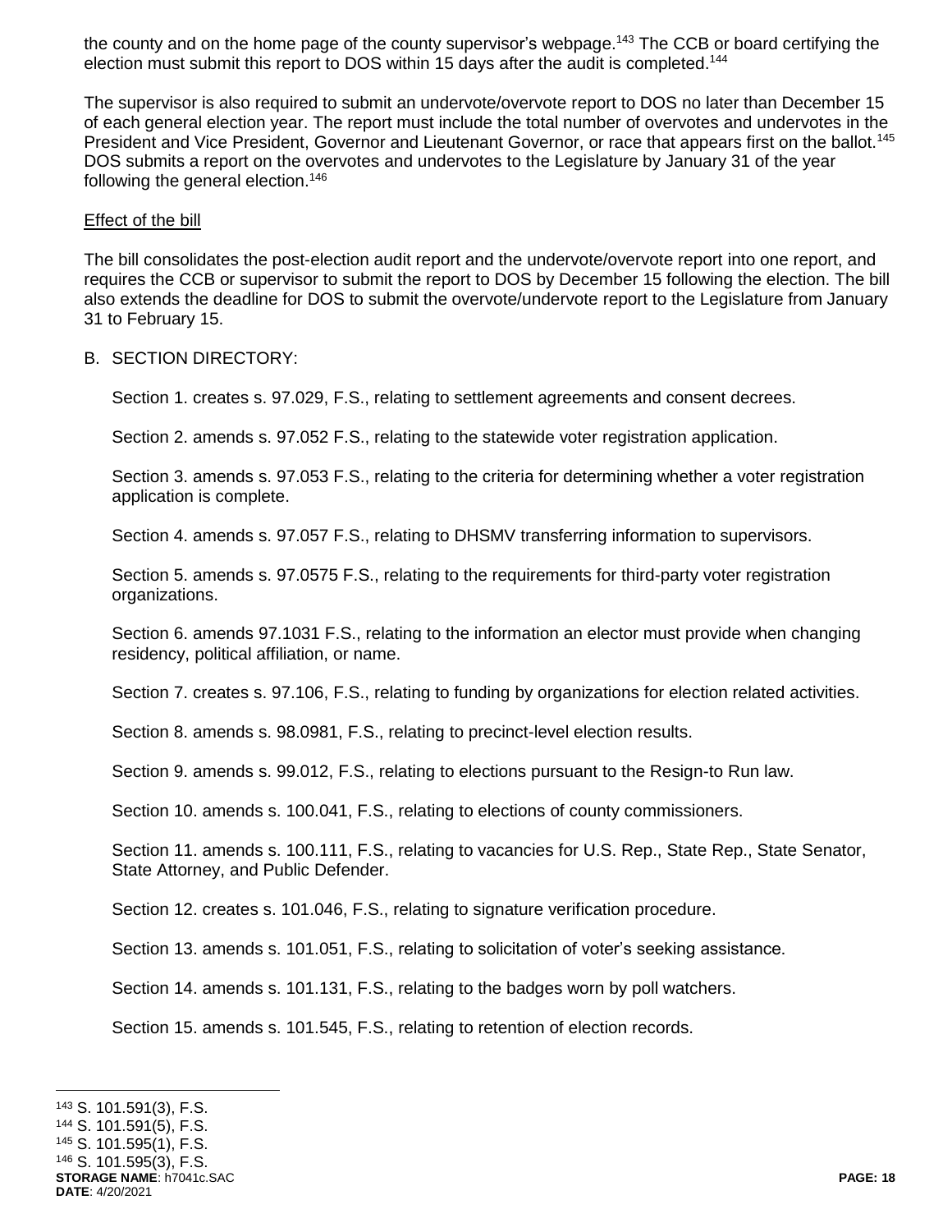the county and on the home page of the county supervisor's webpage.[143] The CCB or board certifying the election must submit this report to DOS within 15 days after the audit is completed.[144]

The supervisor is also required to submit an undervote/overvote report to DOS no later than December 15 of each general election year. The report must include the total number of overvotes and undervotes in the President and Vice President, Governor and Lieutenant Governor, or race that appears first on the ballot.[145] DOS submits a report on the overvotes and undervotes to the Legislature by January 31 of the year following the general election.[146]

Effect of the bill

The bill consolidates the post-election audit report and the undervote/overvote report into one report, and requires the CCB or supervisor to submit the report to DOS by December 15 following the election. The bill also extends the deadline for DOS to submit the overvote/undervote report to the Legislature from January 31 to February 15.

B. SECTION DIRECTORY:

Section 1. creates s. 97.029, F.S., relating to settlement agreements and consent decrees.

Section 2. amends s. 97.052 F.S., relating to the statewide voter registration application.

Section 3. amends s. 97.053 F.S., relating to the criteria for determining whether a voter registration application is complete.

Section 4. amends s. 97.057 F.S., relating to DHSMV transferring information to supervisors.

Section 5. amends s. 97.0575 F.S., relating to the requirements for third-party voter registration organizations.

Section 6. amends 97.1031 F.S., relating to the information an elector must provide when changing residency, political affiliation, or name.

Section 7. creates s. 97.106, F.S., relating to funding by organizations for election related activities.

Section 8. amends s. 98.0981, F.S., relating to precinct-level election results.

Section 9. amends s. 99.012, F.S., relating to elections pursuant to the Resign-to Run law.

Section 10. amends s. 100.041, F.S., relating to elections of county commissioners.

Section 11. amends s. 100.111, F.S., relating to vacancies for U.S. Rep., State Rep., State Senator, State Attorney, and Public Defender.

Section 12. creates s. 101.046, F.S., relating to signature verification procedure.

Section 13. amends s. 101.051, F.S., relating to solicitation of voter's seeking assistance.

Section 14. amends s. 101.131, F.S., relating to the badges worn by poll watchers.

Section 15. amends s. 101.545, F.S., relating to retention of election records.

---

[143] S. 101.591(3), F.S.

[144] S. 101.591(5), F.S.

[145] S. 101.595(1), F.S.

[146] S. 101.595(3), F.S.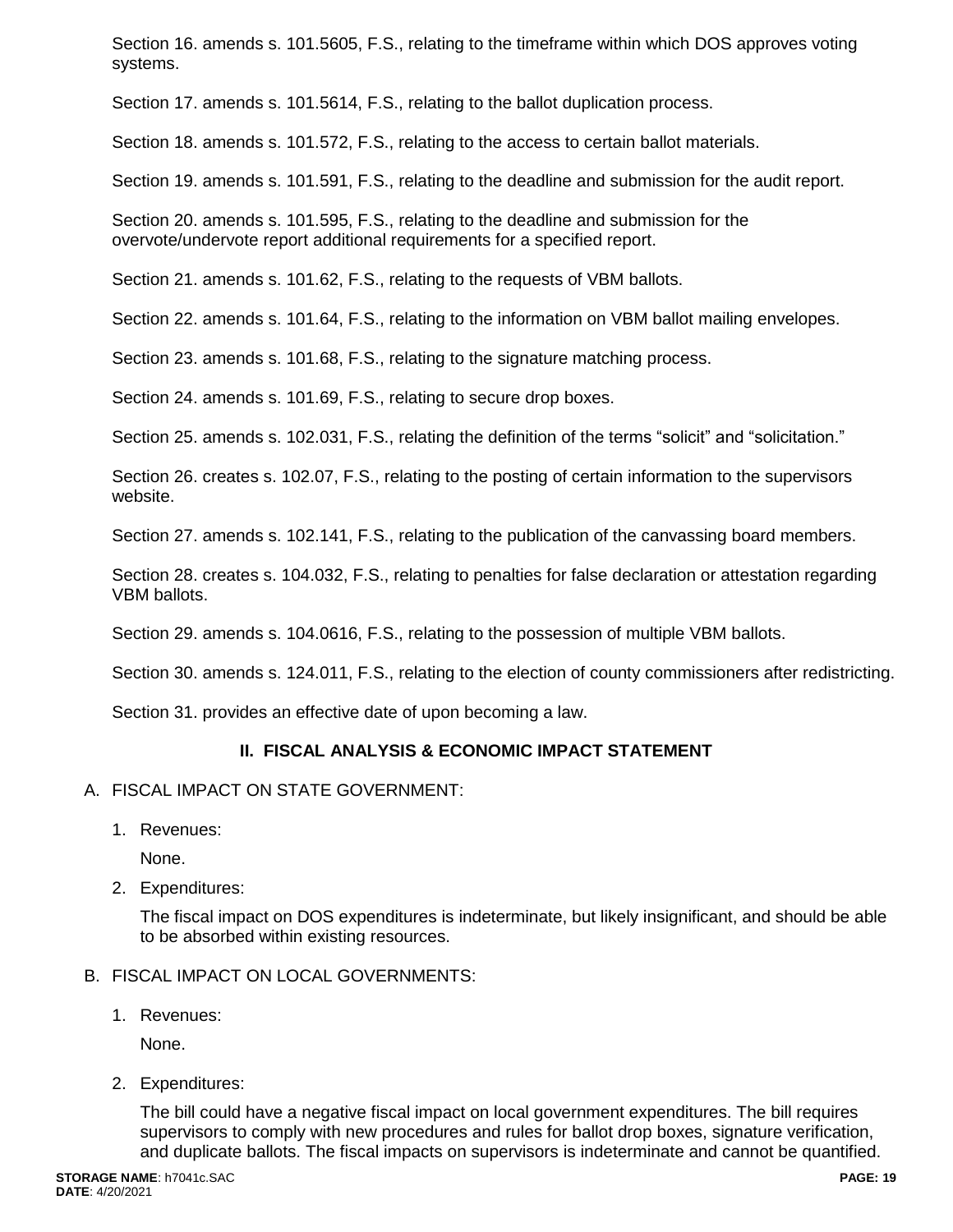Section 16. amends s. 101.5605, F.S., relating to the timeframe within which DOS approves voting systems.

Section 17. amends s. 101.5614, F.S., relating to the ballot duplication process.

Section 18. amends s. 101.572, F.S., relating to the access to certain ballot materials.

Section 19. amends s. 101.591, F.S., relating to the deadline and submission for the audit report.

Section 20. amends s. 101.595, F.S., relating to the deadline and submission for the overvote/undervote report additional requirements for a specified report.

Section 21. amends s. 101.62, F.S., relating to the requests of VBM ballots.

Section 22. amends s. 101.64, F.S., relating to the information on VBM ballot mailing envelopes.

Section 23. amends s. 101.68, F.S., relating to the signature matching process.

Section 24. amends s. 101.69, F.S., relating to secure drop boxes.

Section 25. amends s. 102.031, F.S., relating the definition of the terms "solicit" and "solicitation."

Section 26. creates s. 102.07, F.S., relating to the posting of certain information to the supervisors website.

Section 27. amends s. 102.141, F.S., relating to the publication of the canvassing board members.

Section 28. creates s. 104.032, F.S., relating to penalties for false declaration or attestation regarding VBM ballots.

Section 29. amends s. 104.0616, F.S., relating to the possession of multiple VBM ballots.

Section 30. amends s. 124.011, F.S., relating to the election of county commissioners after redistricting.

Section 31. provides an effective date of upon becoming a law.

## II. FISCAL ANALYSIS & ECONOMIC IMPACT STATEMENT

A. FISCAL IMPACT ON STATE GOVERNMENT:

1. Revenues:

   None.

2. Expenditures:

   The fiscal impact on DOS expenditures is indeterminate, but likely insignificant, and should be able to be absorbed within existing resources.

B. FISCAL IMPACT ON LOCAL GOVERNMENTS:

1. Revenues:

   None.

2. Expenditures:

   The bill could have a negative fiscal impact on local government expenditures. The bill requires supervisors to comply with new procedures and rules for ballot drop boxes, signature verification, and duplicate ballots. The fiscal impacts on supervisors is indeterminate and cannot be quantified.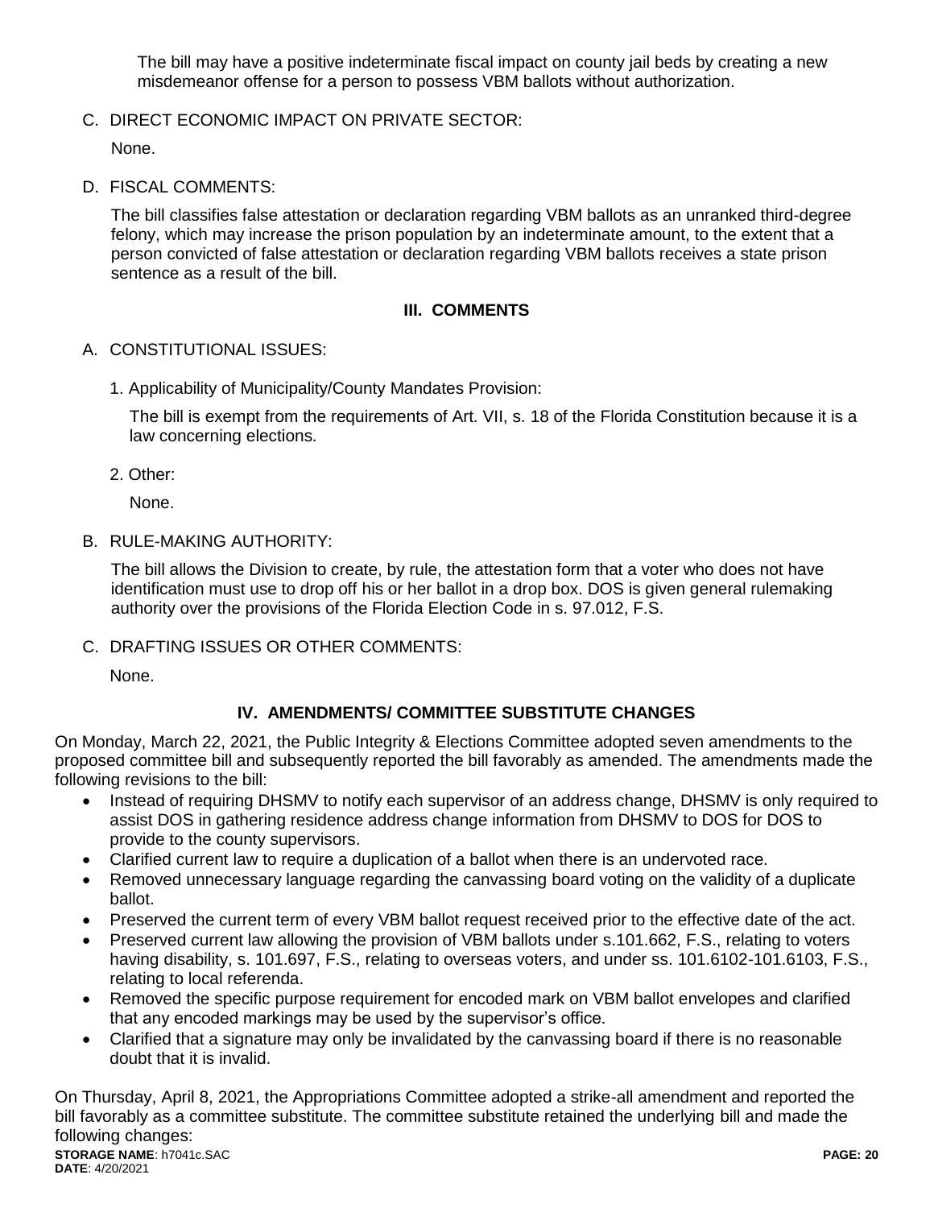The bill may have a positive indeterminate fiscal impact on county jail beds by creating a new misdemeanor offense for a person to possess VBM ballots without authorization.

C. DIRECT ECONOMIC IMPACT ON PRIVATE SECTOR:

None.

D. FISCAL COMMENTS:

The bill classifies false attestation or declaration regarding VBM ballots as an unranked third-degree felony, which may increase the prison population by an indeterminate amount, to the extent that a person convicted of false attestation or declaration regarding VBM ballots receives a state prison sentence as a result of the bill.

## III. COMMENTS

A. CONSTITUTIONAL ISSUES:

1. Applicability of Municipality/County Mandates Provision:

The bill is exempt from the requirements of Art. VII, s. 18 of the Florida Constitution because it is a law concerning elections.

2. Other:

None.

B. RULE-MAKING AUTHORITY:

The bill allows the Division to create, by rule, the attestation form that a voter who does not have identification must use to drop off his or her ballot in a drop box. DOS is given general rulemaking authority over the provisions of the Florida Election Code in s. 97.012, F.S.

C. DRAFTING ISSUES OR OTHER COMMENTS:

None.

## IV. AMENDMENTS/ COMMITTEE SUBSTITUTE CHANGES

On Monday, March 22, 2021, the Public Integrity & Elections Committee adopted seven amendments to the proposed committee bill and subsequently reported the bill favorably as amended. The amendments made the following revisions to the bill:

- Instead of requiring DHSMV to notify each supervisor of an address change, DHSMV is only required to assist DOS in gathering residence address change information from DHSMV to DOS for DOS to provide to the county supervisors.
- Clarified current law to require a duplication of a ballot when there is an undervoted race.
- Removed unnecessary language regarding the canvassing board voting on the validity of a duplicate ballot.
- Preserved the current term of every VBM ballot request received prior to the effective date of the act.
- Preserved current law allowing the provision of VBM ballots under s.101.662, F.S., relating to voters having disability, s. 101.697, F.S., relating to overseas voters, and under ss. 101.6102-101.6103, F.S., relating to local referenda.
- Removed the specific purpose requirement for encoded mark on VBM ballot envelopes and clarified that any encoded markings may be used by the supervisor's office.
- Clarified that a signature may only be invalidated by the canvassing board if there is no reasonable doubt that it is invalid.

On Thursday, April 8, 2021, the Appropriations Committee adopted a strike-all amendment and reported the bill favorably as a committee substitute. The committee substitute retained the underlying bill and made the following changes: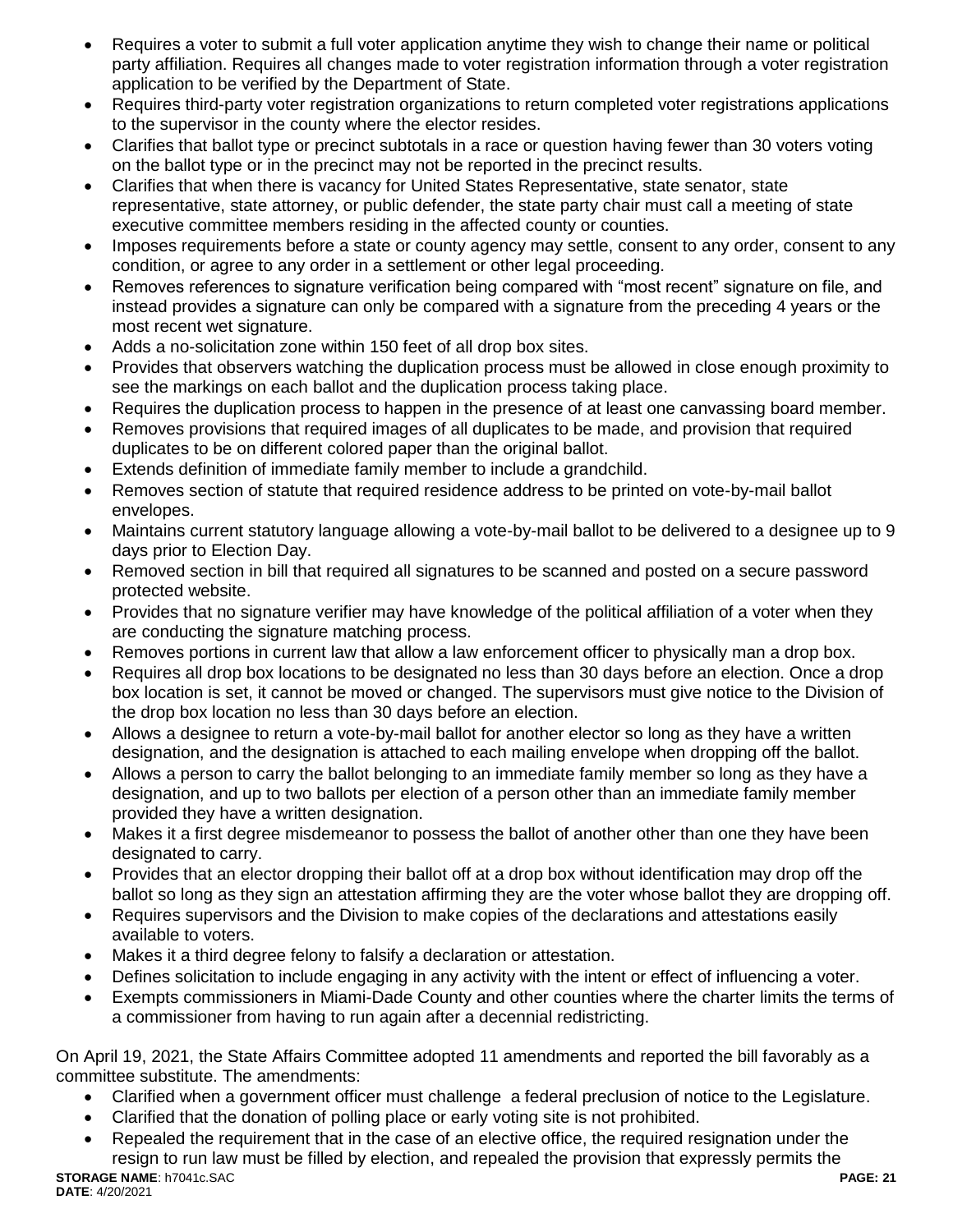- Requires a voter to submit a full voter application anytime they wish to change their name or political party affiliation. Requires all changes made to voter registration information through a voter registration application to be verified by the Department of State.
- Requires third-party voter registration organizations to return completed voter registrations applications to the supervisor in the county where the elector resides.
- Clarifies that ballot type or precinct subtotals in a race or question having fewer than 30 voters voting on the ballot type or in the precinct may not be reported in the precinct results.
- Clarifies that when there is vacancy for United States Representative, state senator, state representative, state attorney, or public defender, the state party chair must call a meeting of state executive committee members residing in the affected county or counties.
- Imposes requirements before a state or county agency may settle, consent to any order, consent to any condition, or agree to any order in a settlement or other legal proceeding.
- Removes references to signature verification being compared with "most recent" signature on file, and instead provides a signature can only be compared with a signature from the preceding 4 years or the most recent wet signature.
- Adds a no-solicitation zone within 150 feet of all drop box sites.
- Provides that observers watching the duplication process must be allowed in close enough proximity to see the markings on each ballot and the duplication process taking place.
- Requires the duplication process to happen in the presence of at least one canvassing board member.
- Removes provisions that required images of all duplicates to be made, and provision that required duplicates to be on different colored paper than the original ballot.
- Extends definition of immediate family member to include a grandchild.
- Removes section of statute that required residence address to be printed on vote-by-mail ballot envelopes.
- Maintains current statutory language allowing a vote-by-mail ballot to be delivered to a designee up to 9 days prior to Election Day.
- Removed section in bill that required all signatures to be scanned and posted on a secure password protected website.
- Provides that no signature verifier may have knowledge of the political affiliation of a voter when they are conducting the signature matching process.
- Removes portions in current law that allow a law enforcement officer to physically man a drop box.
- Requires all drop box locations to be designated no less than 30 days before an election. Once a drop box location is set, it cannot be moved or changed. The supervisors must give notice to the Division of the drop box location no less than 30 days before an election.
- Allows a designee to return a vote-by-mail ballot for another elector so long as they have a written designation, and the designation is attached to each mailing envelope when dropping off the ballot.
- Allows a person to carry the ballot belonging to an immediate family member so long as they have a designation, and up to two ballots per election of a person other than an immediate family member provided they have a written designation.
- Makes it a first degree misdemeanor to possess the ballot of another other than one they have been designated to carry.
- Provides that an elector dropping their ballot off at a drop box without identification may drop off the ballot so long as they sign an attestation affirming they are the voter whose ballot they are dropping off.
- Requires supervisors and the Division to make copies of the declarations and attestations easily available to voters.
- Makes it a third degree felony to falsify a declaration or attestation.
- Defines solicitation to include engaging in any activity with the intent or effect of influencing a voter.
- Exempts commissioners in Miami-Dade County and other counties where the charter limits the terms of a commissioner from having to run again after a decennial redistricting.

On April 19, 2021, the State Affairs Committee adopted 11 amendments and reported the bill favorably as a committee substitute. The amendments:

- Clarified when a government officer must challenge a federal preclusion of notice to the Legislature.
- Clarified that the donation of polling place or early voting site is not prohibited.
- Repealed the requirement that in the case of an elective office, the required resignation under the resign to run law must be filled by election, and repealed the provision that expressly permits the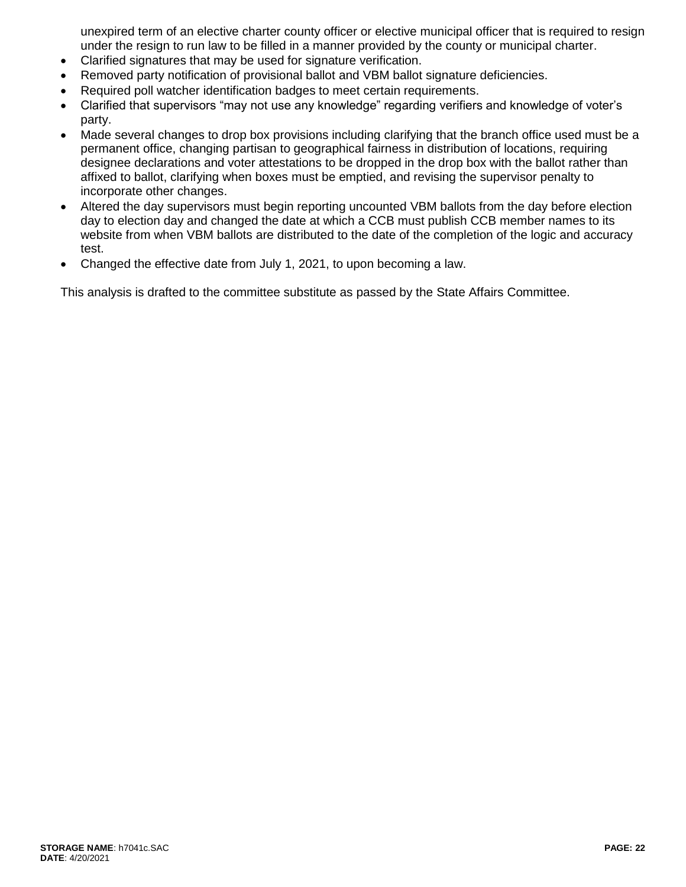unexpired term of an elective charter county officer or elective municipal officer that is required to resign under the resign to run law to be filled in a manner provided by the county or municipal charter.

- Clarified signatures that may be used for signature verification.
- Removed party notification of provisional ballot and VBM ballot signature deficiencies.
- Required poll watcher identification badges to meet certain requirements.
- Clarified that supervisors "may not use any knowledge" regarding verifiers and knowledge of voter's party.
- Made several changes to drop box provisions including clarifying that the branch office used must be a permanent office, changing partisan to geographical fairness in distribution of locations, requiring designee declarations and voter attestations to be dropped in the drop box with the ballot rather than affixed to ballot, clarifying when boxes must be emptied, and revising the supervisor penalty to incorporate other changes.
- Altered the day supervisors must begin reporting uncounted VBM ballots from the day before election day to election day and changed the date at which a CCB must publish CCB member names to its website from when VBM ballots are distributed to the date of the completion of the logic and accuracy test.
- Changed the effective date from July 1, 2021, to upon becoming a law.

This analysis is drafted to the committee substitute as passed by the State Affairs Committee.